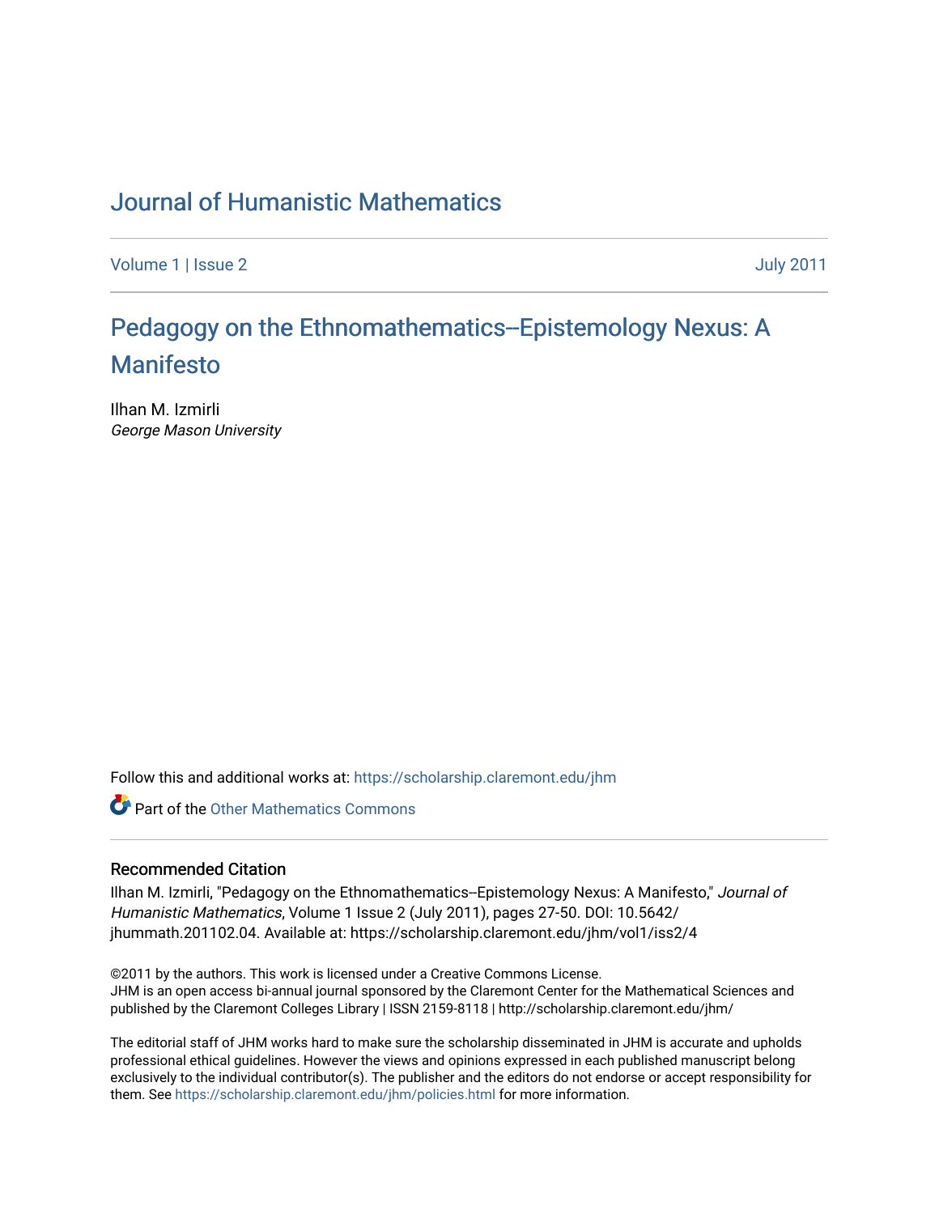# Journal of Humanistic Mathematics

Volume 1 | Issue 2 July 2011

## Pedagogy on the Ethnomathematics--Epistemology Nexus: A Manifesto

Ilhan M. Izmirli
*George Mason University*

Follow this and additional works at: https://scholarship.claremont.edu/jhm

Part of the Other Mathematics Commons

### Recommended Citation

Ilhan M. Izmirli, "Pedagogy on the Ethnomathematics--Epistemology Nexus: A Manifesto," *Journal of Humanistic Mathematics*, Volume 1 Issue 2 (July 2011), pages 27-50. DOI: 10.5642/jhummath.201102.04. Available at: https://scholarship.claremont.edu/jhm/vol1/iss2/4

©2011 by the authors. This work is licensed under a Creative Commons License.
JHM is an open access bi-annual journal sponsored by the Claremont Center for the Mathematical Sciences and published by the Claremont Colleges Library | ISSN 2159-8118 | http://scholarship.claremont.edu/jhm/

The editorial staff of JHM works hard to make sure the scholarship disseminated in JHM is accurate and upholds professional ethical guidelines. However the views and opinions expressed in each published manuscript belong exclusively to the individual contributor(s). The publisher and the editors do not endorse or accept responsibility for them. See https://scholarship.claremont.edu/jhm/policies.html for more information.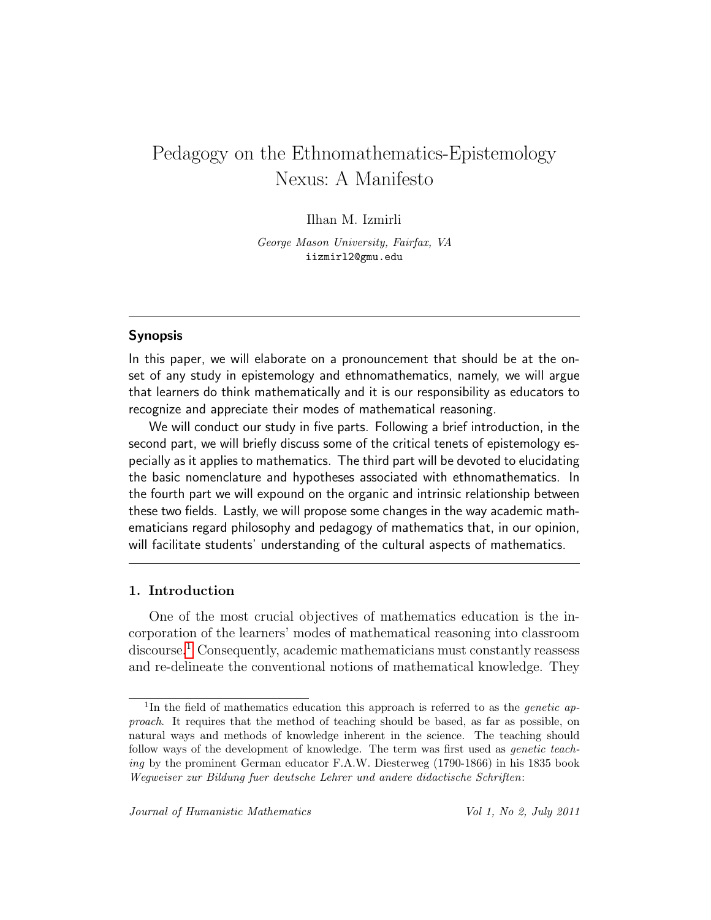# Pedagogy on the Ethnomathematics-Epistemology Nexus: A Manifesto

Ilhan M. Izmirli

*George Mason University, Fairfax, VA*
iizmirl2@gmu.edu

---

## Synopsis

In this paper, we will elaborate on a pronouncement that should be at the onset of any study in epistemology and ethnomathematics, namely, we will argue that learners do think mathematically and it is our responsibility as educators to recognize and appreciate their modes of mathematical reasoning.

We will conduct our study in five parts. Following a brief introduction, in the second part, we will briefly discuss some of the critical tenets of epistemology especially as it applies to mathematics. The third part will be devoted to elucidating the basic nomenclature and hypotheses associated with ethnomathematics. In the fourth part we will expound on the organic and intrinsic relationship between these two fields. Lastly, we will propose some changes in the way academic mathematicians regard philosophy and pedagogy of mathematics that, in our opinion, will facilitate students' understanding of the cultural aspects of mathematics.

---

## 1. Introduction

One of the most crucial objectives of mathematics education is the incorporation of the learners' modes of mathematical reasoning into classroom discourse.[1] Consequently, academic mathematicians must constantly reassess and re-delineate the conventional notions of mathematical knowledge. They

[1] In the field of mathematics education this approach is referred to as the *genetic approach*. It requires that the method of teaching should be based, as far as possible, on natural ways and methods of knowledge inherent in the science. The teaching should follow ways of the development of knowledge. The term was first used as *genetic teaching* by the prominent German educator F.A.W. Diesterweg (1790-1866) in his 1835 book *Wegweiser zur Bildung fuer deutsche Lehrer und andere didactische Schriften*: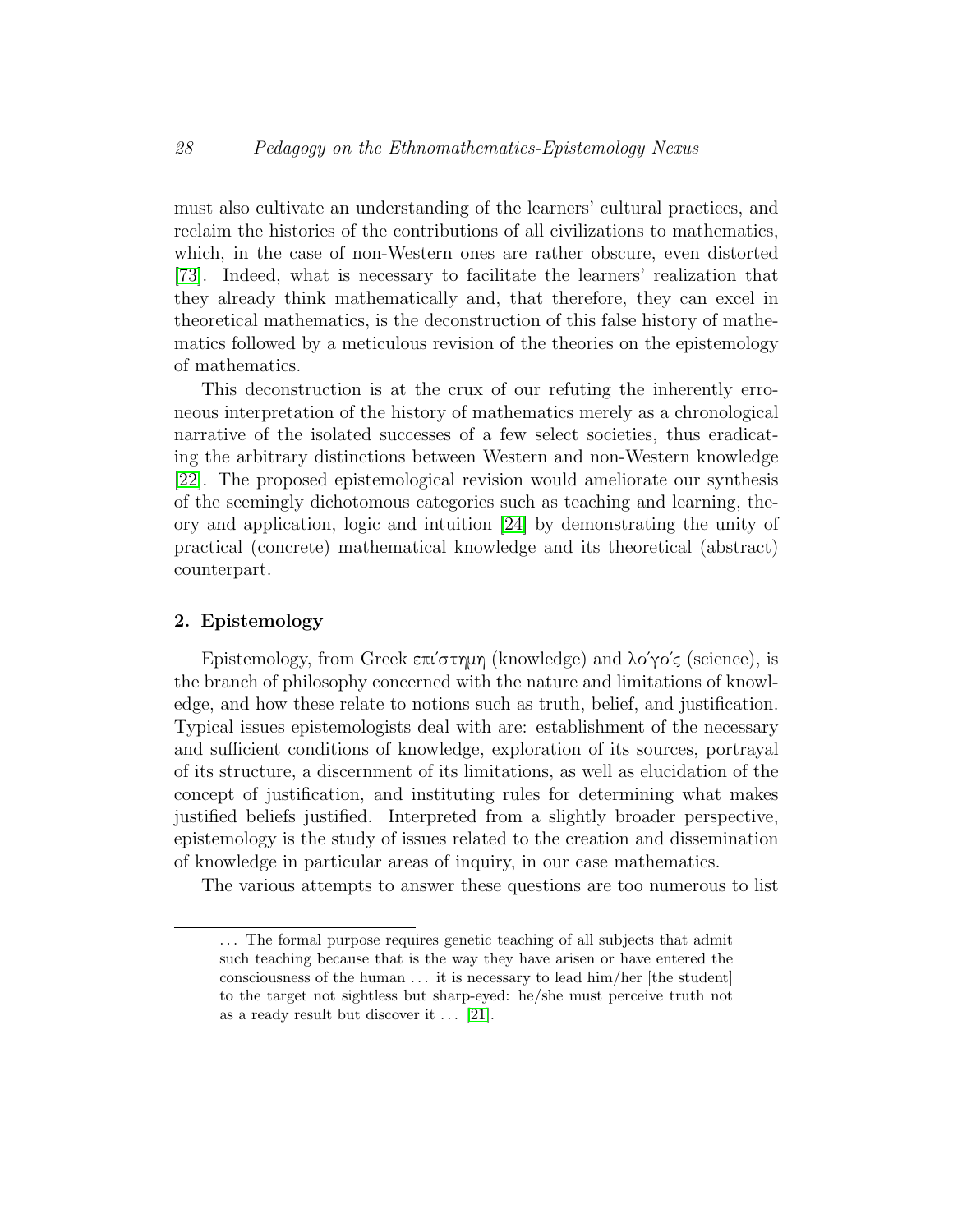must also cultivate an understanding of the learners' cultural practices, and reclaim the histories of the contributions of all civilizations to mathematics, which, in the case of non-Western ones are rather obscure, even distorted [73]. Indeed, what is necessary to facilitate the learners' realization that they already think mathematically and, that therefore, they can excel in theoretical mathematics, is the deconstruction of this false history of mathematics followed by a meticulous revision of the theories on the epistemology of mathematics.

This deconstruction is at the crux of our refuting the inherently erroneous interpretation of the history of mathematics merely as a chronological narrative of the isolated successes of a few select societies, thus eradicating the arbitrary distinctions between Western and non-Western knowledge [22]. The proposed epistemological revision would ameliorate our synthesis of the seemingly dichotomous categories such as teaching and learning, theory and application, logic and intuition [24] by demonstrating the unity of practical (concrete) mathematical knowledge and its theoretical (abstract) counterpart.

## 2. Epistemology

Epistemology, from Greek επι′στημη (knowledge) and λο′γο′ς (science), is the branch of philosophy concerned with the nature and limitations of knowledge, and how these relate to notions such as truth, belief, and justification. Typical issues epistemologists deal with are: establishment of the necessary and sufficient conditions of knowledge, exploration of its sources, portrayal of its structure, a discernment of its limitations, as well as elucidation of the concept of justification, and instituting rules for determining what makes justified beliefs justified. Interpreted from a slightly broader perspective, epistemology is the study of issues related to the creation and dissemination of knowledge in particular areas of inquiry, in our case mathematics.

The various attempts to answer these questions are too numerous to list

---

... The formal purpose requires genetic teaching of all subjects that admit such teaching because that is the way they have arisen or have entered the consciousness of the human ... it is necessary to lead him/her [the student] to the target not sightless but sharp-eyed: he/she must perceive truth not as a ready result but discover it ... [21].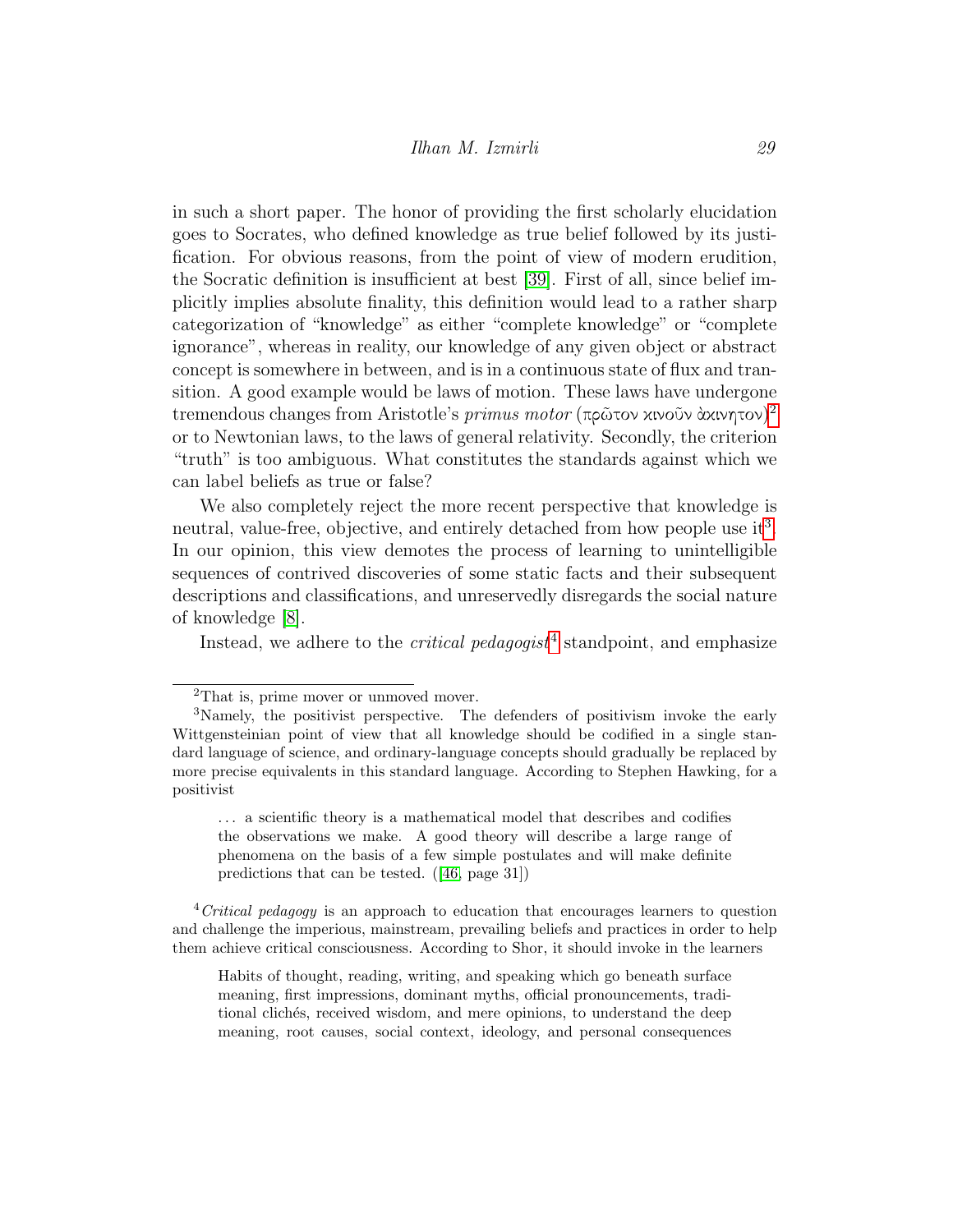in such a short paper. The honor of providing the first scholarly elucidation goes to Socrates, who defined knowledge as true belief followed by its justification. For obvious reasons, from the point of view of modern erudition, the Socratic definition is insufficient at best [39]. First of all, since belief implicitly implies absolute finality, this definition would lead to a rather sharp categorization of "knowledge" as either "complete knowledge" or "complete ignorance", whereas in reality, our knowledge of any given object or abstract concept is somewhere in between, and is in a continuous state of flux and transition. A good example would be laws of motion. These laws have undergone tremendous changes from Aristotle's *primus motor* (πρῶτον κινοῦν ἀκινητον)[2] or to Newtonian laws, to the laws of general relativity. Secondly, the criterion "truth" is too ambiguous. What constitutes the standards against which we can label beliefs as true or false?

We also completely reject the more recent perspective that knowledge is neutral, value-free, objective, and entirely detached from how people use it[3]. In our opinion, this view demotes the process of learning to unintelligible sequences of contrived discoveries of some static facts and their subsequent descriptions and classifications, and unreservedly disregards the social nature of knowledge [8].

Instead, we adhere to the *critical pedagogist*[4] standpoint, and emphasize

---

[2] That is, prime mover or unmoved mover.

[3] Namely, the positivist perspective. The defenders of positivism invoke the early Wittgensteinian point of view that all knowledge should be codified in a single standard language of science, and ordinary-language concepts should gradually be replaced by more precise equivalents in this standard language. According to Stephen Hawking, for a positivist

> ... a scientific theory is a mathematical model that describes and codifies the observations we make. A good theory will describe a large range of phenomena on the basis of a few simple postulates and will make definite predictions that can be tested. ([46, page 31])

[4] *Critical pedagogy* is an approach to education that encourages learners to question and challenge the imperious, mainstream, prevailing beliefs and practices in order to help them achieve critical consciousness. According to Shor, it should invoke in the learners

> Habits of thought, reading, writing, and speaking which go beneath surface meaning, first impressions, dominant myths, official pronouncements, traditional clichés, received wisdom, and mere opinions, to understand the deep meaning, root causes, social context, ideology, and personal consequences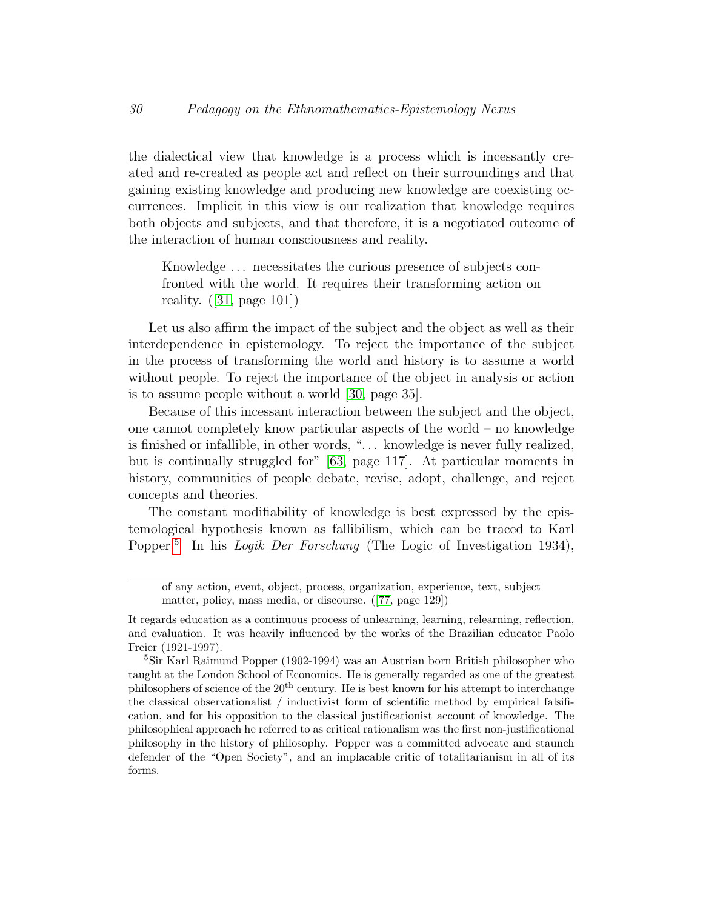the dialectical view that knowledge is a process which is incessantly created and re-created as people act and reflect on their surroundings and that gaining existing knowledge and producing new knowledge are coexisting occurrences. Implicit in this view is our realization that knowledge requires both objects and subjects, and that therefore, it is a negotiated outcome of the interaction of human consciousness and reality.

> Knowledge . . . necessitates the curious presence of subjects confronted with the world. It requires their transforming action on reality. ([31, page 101])

Let us also affirm the impact of the subject and the object as well as their interdependence in epistemology. To reject the importance of the subject in the process of transforming the world and history is to assume a world without people. To reject the importance of the object in analysis or action is to assume people without a world [30, page 35].

Because of this incessant interaction between the subject and the object, one cannot completely know particular aspects of the world – no knowledge is finished or infallible, in other words, ". . . knowledge is never fully realized, but is continually struggled for" [63, page 117]. At particular moments in history, communities of people debate, revise, adopt, challenge, and reject concepts and theories.

The constant modifiability of knowledge is best expressed by the epistemological hypothesis known as fallibilism, which can be traced to Karl Popper.[5] In his *Logik Der Forschung* (The Logic of Investigation 1934),

---

> of any action, event, object, process, organization, experience, text, subject matter, policy, mass media, or discourse. ([77, page 129])

It regards education as a continuous process of unlearning, learning, relearning, reflection, and evaluation. It was heavily influenced by the works of the Brazilian educator Paolo Freier (1921-1997).

[5] Sir Karl Raimund Popper (1902-1994) was an Austrian born British philosopher who taught at the London School of Economics. He is generally regarded as one of the greatest philosophers of science of the 20th century. He is best known for his attempt to interchange the classical observationalist / inductivist form of scientific method by empirical falsification, and for his opposition to the classical justificationist account of knowledge. The philosophical approach he referred to as critical rationalism was the first non-justificational philosophy in the history of philosophy. Popper was a committed advocate and staunch defender of the "Open Society", and an implacable critic of totalitarianism in all of its forms.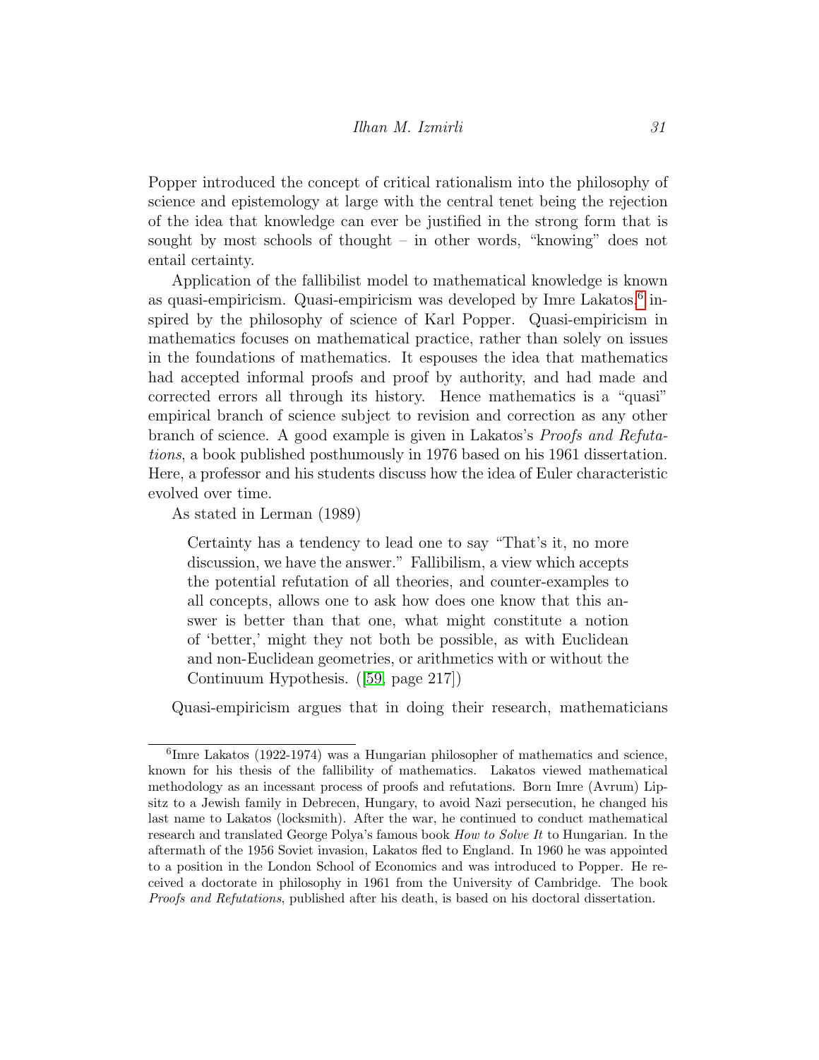Popper introduced the concept of critical rationalism into the philosophy of science and epistemology at large with the central tenet being the rejection of the idea that knowledge can ever be justified in the strong form that is sought by most schools of thought – in other words, "knowing" does not entail certainty.

Application of the fallibilist model to mathematical knowledge is known as quasi-empiricism. Quasi-empiricism was developed by Imre Lakatos,[6] inspired by the philosophy of science of Karl Popper. Quasi-empiricism in mathematics focuses on mathematical practice, rather than solely on issues in the foundations of mathematics. It espouses the idea that mathematics had accepted informal proofs and proof by authority, and had made and corrected errors all through its history. Hence mathematics is a "quasi" empirical branch of science subject to revision and correction as any other branch of science. A good example is given in Lakatos's *Proofs and Refutations*, a book published posthumously in 1976 based on his 1961 dissertation. Here, a professor and his students discuss how the idea of Euler characteristic evolved over time.

As stated in Lerman (1989)

> Certainty has a tendency to lead one to say "That's it, no more discussion, we have the answer." Fallibilism, a view which accepts the potential refutation of all theories, and counter-examples to all concepts, allows one to ask how does one know that this answer is better than that one, what might constitute a notion of 'better,' might they not both be possible, as with Euclidean and non-Euclidean geometries, or arithmetics with or without the Continuum Hypothesis. ([59, page 217])

Quasi-empiricism argues that in doing their research, mathematicians

---

[6] Imre Lakatos (1922-1974) was a Hungarian philosopher of mathematics and science, known for his thesis of the fallibility of mathematics. Lakatos viewed mathematical methodology as an incessant process of proofs and refutations. Born Imre (Avrum) Lipsitz to a Jewish family in Debrecen, Hungary, to avoid Nazi persecution, he changed his last name to Lakatos (locksmith). After the war, he continued to conduct mathematical research and translated George Polya's famous book *How to Solve It* to Hungarian. In the aftermath of the 1956 Soviet invasion, Lakatos fled to England. In 1960 he was appointed to a position in the London School of Economics and was introduced to Popper. He received a doctorate in philosophy in 1961 from the University of Cambridge. The book *Proofs and Refutations*, published after his death, is based on his doctoral dissertation.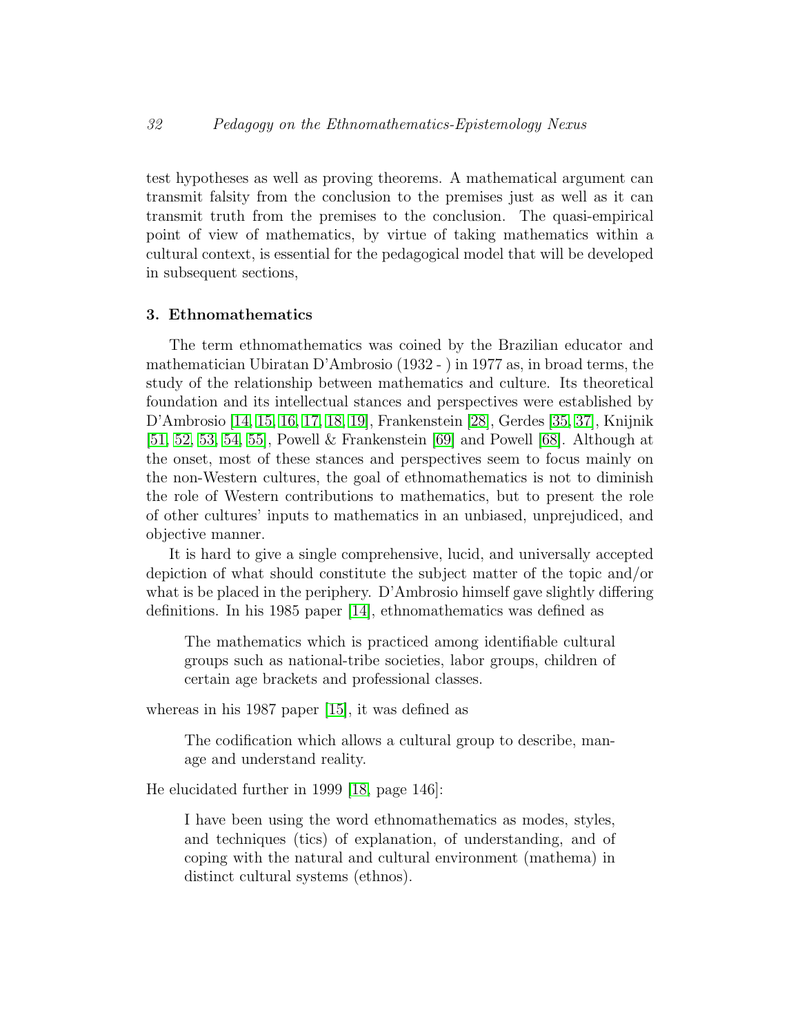test hypotheses as well as proving theorems. A mathematical argument can transmit falsity from the conclusion to the premises just as well as it can transmit truth from the premises to the conclusion. The quasi-empirical point of view of mathematics, by virtue of taking mathematics within a cultural context, is essential for the pedagogical model that will be developed in subsequent sections,

### 3. Ethnomathematics

The term ethnomathematics was coined by the Brazilian educator and mathematician Ubiratan D'Ambrosio (1932 - ) in 1977 as, in broad terms, the study of the relationship between mathematics and culture. Its theoretical foundation and its intellectual stances and perspectives were established by D'Ambrosio [14, 15, 16, 17, 18, 19], Frankenstein [28], Gerdes [35, 37], Knijnik [51, 52, 53, 54, 55], Powell & Frankenstein [69] and Powell [68]. Although at the onset, most of these stances and perspectives seem to focus mainly on the non-Western cultures, the goal of ethnomathematics is not to diminish the role of Western contributions to mathematics, but to present the role of other cultures' inputs to mathematics in an unbiased, unprejudiced, and objective manner.

It is hard to give a single comprehensive, lucid, and universally accepted depiction of what should constitute the subject matter of the topic and/or what is be placed in the periphery. D'Ambrosio himself gave slightly differing definitions. In his 1985 paper [14], ethnomathematics was defined as

> The mathematics which is practiced among identifiable cultural groups such as national-tribe societies, labor groups, children of certain age brackets and professional classes.

whereas in his 1987 paper [15], it was defined as

> The codification which allows a cultural group to describe, manage and understand reality.

He elucidated further in 1999 [18, page 146]:

> I have been using the word ethnomathematics as modes, styles, and techniques (tics) of explanation, of understanding, and of coping with the natural and cultural environment (mathema) in distinct cultural systems (ethnos).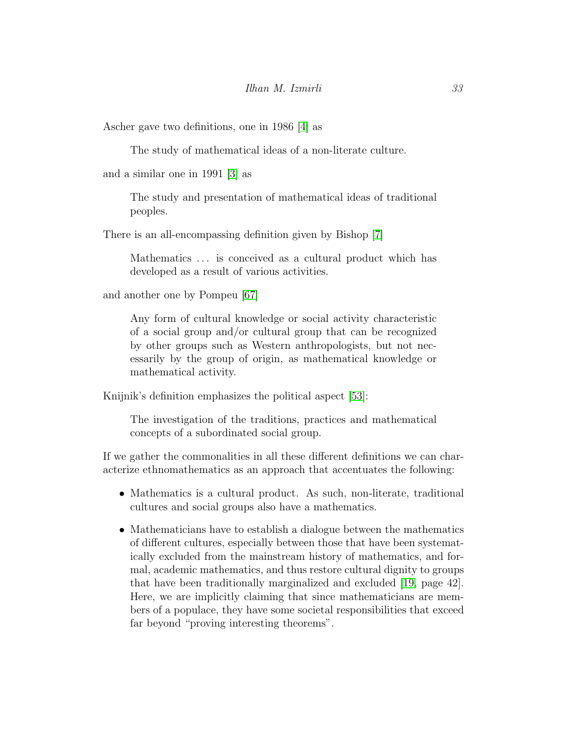Ascher gave two definitions, one in 1986 [4] as

> The study of mathematical ideas of a non-literate culture.

and a similar one in 1991 [3] as

> The study and presentation of mathematical ideas of traditional peoples.

There is an all-encompassing definition given by Bishop [7]

> Mathematics ... is conceived as a cultural product which has developed as a result of various activities.

and another one by Pompeu [67]

> Any form of cultural knowledge or social activity characteristic of a social group and/or cultural group that can be recognized by other groups such as Western anthropologists, but not necessarily by the group of origin, as mathematical knowledge or mathematical activity.

Knijnik's definition emphasizes the political aspect [53]:

> The investigation of the traditions, practices and mathematical concepts of a subordinated social group.

If we gather the commonalities in all these different definitions we can characterize ethnomathematics as an approach that accentuates the following:

- Mathematics is a cultural product. As such, non-literate, traditional cultures and social groups also have a mathematics.
- Mathematicians have to establish a dialogue between the mathematics of different cultures, especially between those that have been systematically excluded from the mainstream history of mathematics, and formal, academic mathematics, and thus restore cultural dignity to groups that have been traditionally marginalized and excluded [19, page 42]. Here, we are implicitly claiming that since mathematicians are members of a populace, they have some societal responsibilities that exceed far beyond "proving interesting theorems".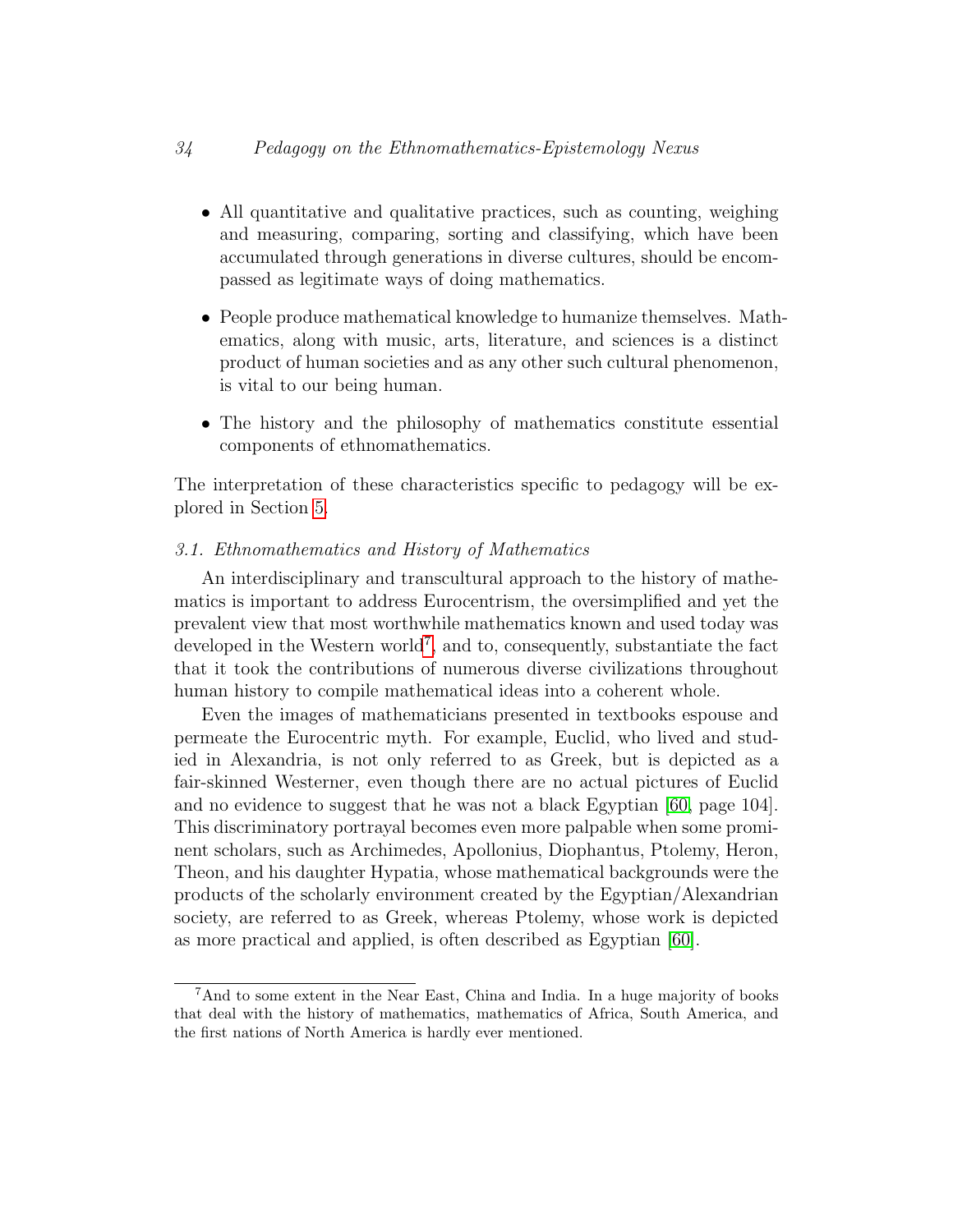- All quantitative and qualitative practices, such as counting, weighing and measuring, comparing, sorting and classifying, which have been accumulated through generations in diverse cultures, should be encompassed as legitimate ways of doing mathematics.
- People produce mathematical knowledge to humanize themselves. Mathematics, along with music, arts, literature, and sciences is a distinct product of human societies and as any other such cultural phenomenon, is vital to our being human.
- The history and the philosophy of mathematics constitute essential components of ethnomathematics.

The interpretation of these characteristics specific to pedagogy will be explored in Section 5.

### 3.1. *Ethnomathematics and History of Mathematics*

An interdisciplinary and transcultural approach to the history of mathematics is important to address Eurocentrism, the oversimplified and yet the prevalent view that most worthwhile mathematics known and used today was developed in the Western world[7], and to, consequently, substantiate the fact that it took the contributions of numerous diverse civilizations throughout human history to compile mathematical ideas into a coherent whole.

Even the images of mathematicians presented in textbooks espouse and permeate the Eurocentric myth. For example, Euclid, who lived and studied in Alexandria, is not only referred to as Greek, but is depicted as a fair-skinned Westerner, even though there are no actual pictures of Euclid and no evidence to suggest that he was not a black Egyptian [60, page 104]. This discriminatory portrayal becomes even more palpable when some prominent scholars, such as Archimedes, Apollonius, Diophantus, Ptolemy, Heron, Theon, and his daughter Hypatia, whose mathematical backgrounds were the products of the scholarly environment created by the Egyptian/Alexandrian society, are referred to as Greek, whereas Ptolemy, whose work is depicted as more practical and applied, is often described as Egyptian [60].

[7] And to some extent in the Near East, China and India. In a huge majority of books that deal with the history of mathematics, mathematics of Africa, South America, and the first nations of North America is hardly ever mentioned.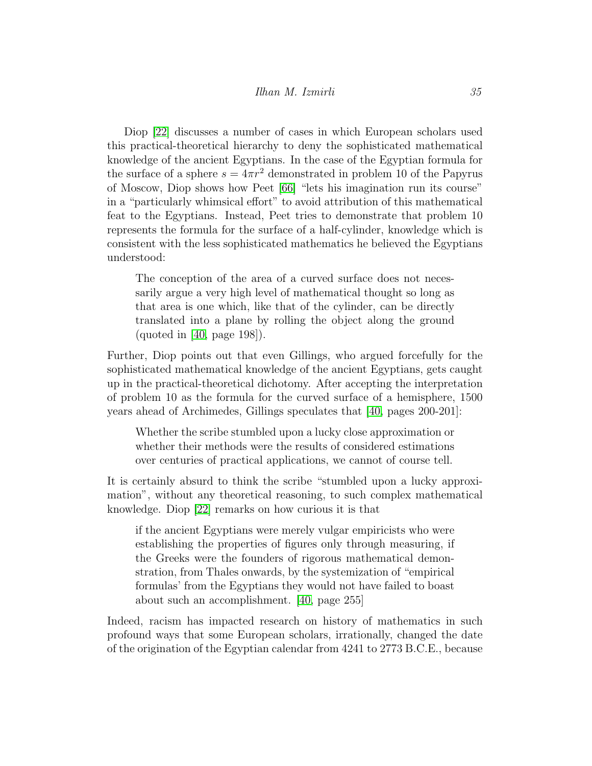Diop [22] discusses a number of cases in which European scholars used this practical-theoretical hierarchy to deny the sophisticated mathematical knowledge of the ancient Egyptians. In the case of the Egyptian formula for the surface of a sphere $s = 4\pi r^2$ demonstrated in problem 10 of the Papyrus of Moscow, Diop shows how Peet [66] "lets his imagination run its course" in a "particularly whimsical effort" to avoid attribution of this mathematical feat to the Egyptians. Instead, Peet tries to demonstrate that problem 10 represents the formula for the surface of a half-cylinder, knowledge which is consistent with the less sophisticated mathematics he believed the Egyptians understood:

> The conception of the area of a curved surface does not necessarily argue a very high level of mathematical thought so long as that area is one which, like that of the cylinder, can be directly translated into a plane by rolling the object along the ground (quoted in [40, page 198]).

Further, Diop points out that even Gillings, who argued forcefully for the sophisticated mathematical knowledge of the ancient Egyptians, gets caught up in the practical-theoretical dichotomy. After accepting the interpretation of problem 10 as the formula for the curved surface of a hemisphere, 1500 years ahead of Archimedes, Gillings speculates that [40, pages 200-201]:

> Whether the scribe stumbled upon a lucky close approximation or whether their methods were the results of considered estimations over centuries of practical applications, we cannot of course tell.

It is certainly absurd to think the scribe "stumbled upon a lucky approximation", without any theoretical reasoning, to such complex mathematical knowledge. Diop [22] remarks on how curious it is that

> if the ancient Egyptians were merely vulgar empiricists who were establishing the properties of figures only through measuring, if the Greeks were the founders of rigorous mathematical demonstration, from Thales onwards, by the systemization of "empirical formulas' from the Egyptians they would not have failed to boast about such an accomplishment. [40, page 255]

Indeed, racism has impacted research on history of mathematics in such profound ways that some European scholars, irrationally, changed the date of the origination of the Egyptian calendar from 4241 to 2773 B.C.E., because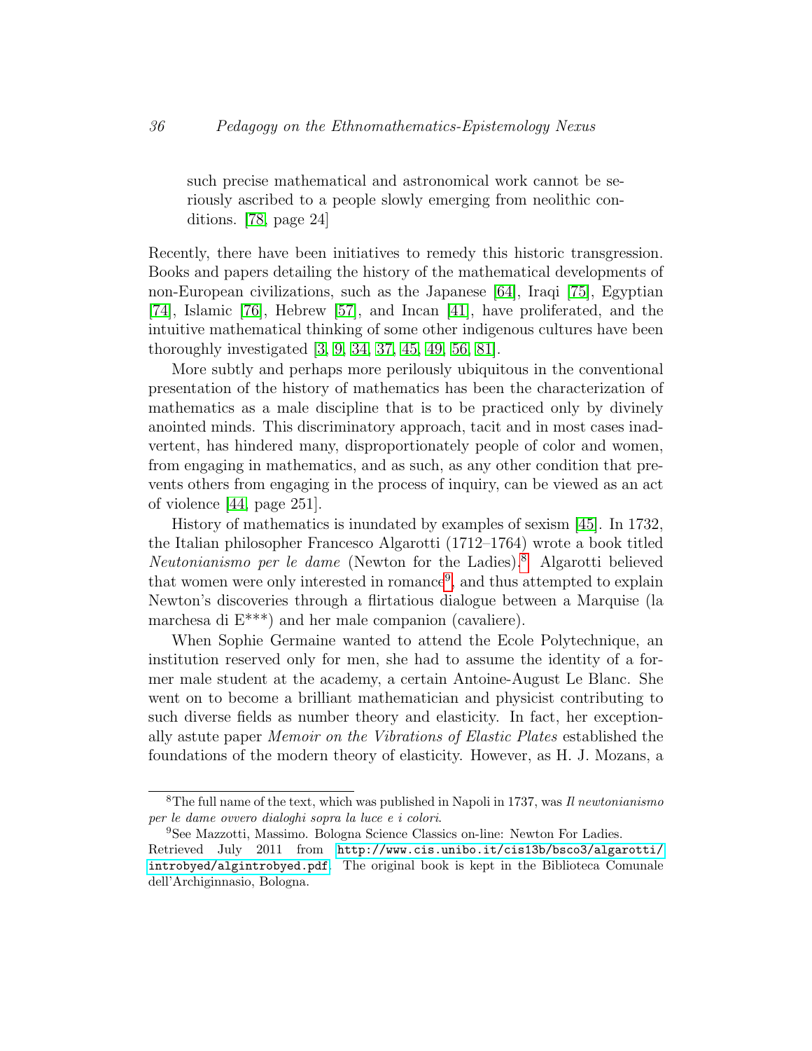> such precise mathematical and astronomical work cannot be seriously ascribed to a people slowly emerging from neolithic conditions. [78, page 24]

Recently, there have been initiatives to remedy this historic transgression. Books and papers detailing the history of the mathematical developments of non-European civilizations, such as the Japanese [64], Iraqi [75], Egyptian [74], Islamic [76], Hebrew [57], and Incan [41], have proliferated, and the intuitive mathematical thinking of some other indigenous cultures have been thoroughly investigated [3, 9, 34, 37, 45, 49, 56, 81].

More subtly and perhaps more perilously ubiquitous in the conventional presentation of the history of mathematics has been the characterization of mathematics as a male discipline that is to be practiced only by divinely anointed minds. This discriminatory approach, tacit and in most cases inadvertent, has hindered many, disproportionately people of color and women, from engaging in mathematics, and as such, as any other condition that prevents others from engaging in the process of inquiry, can be viewed as an act of violence [44, page 251].

History of mathematics is inundated by examples of sexism [45]. In 1732, the Italian philosopher Francesco Algarotti (1712–1764) wrote a book titled *Neutonianismo per le dame* (Newton for the Ladies).[8] Algarotti believed that women were only interested in romance[9], and thus attempted to explain Newton's discoveries through a flirtatious dialogue between a Marquise (la marchesa di E***) and her male companion (cavaliere).

When Sophie Germaine wanted to attend the Ecole Polytechnique, an institution reserved only for men, she had to assume the identity of a former male student at the academy, a certain Antoine-August Le Blanc. She went on to become a brilliant mathematician and physicist contributing to such diverse fields as number theory and elasticity. In fact, her exceptionally astute paper *Memoir on the Vibrations of Elastic Plates* established the foundations of the modern theory of elasticity. However, as H. J. Mozans, a

---

[8] The full name of the text, which was published in Napoli in 1737, was *Il newtonianismo per le dame ovvero dialoghi sopra la luce e i colori*.

[9] See Mazzotti, Massimo. Bologna Science Classics on-line: Newton For Ladies. Retrieved July 2011 from http://www.cis.unibo.it/cis13b/bsco3/algarotti/introbyed/algintrobyed.pdf. The original book is kept in the Biblioteca Comunale dell'Archiginnasio, Bologna.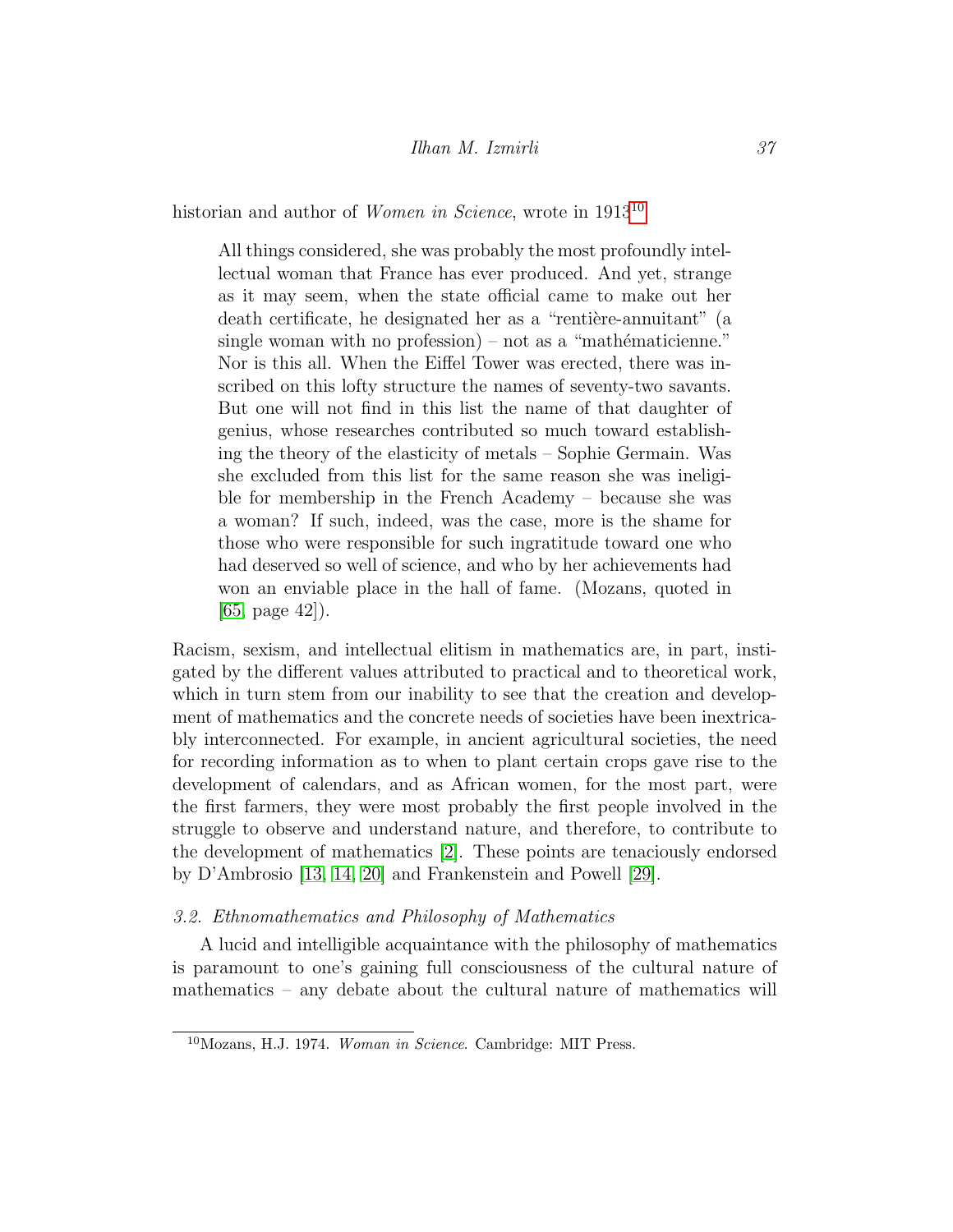historian and author of *Women in Science*, wrote in 1913[10]

> All things considered, she was probably the most profoundly intellectual woman that France has ever produced. And yet, strange as it may seem, when the state official came to make out her death certificate, he designated her as a "rentière-annuitant" (a single woman with no profession) – not as a "mathématicienne." Nor is this all. When the Eiffel Tower was erected, there was inscribed on this lofty structure the names of seventy-two savants. But one will not find in this list the name of that daughter of genius, whose researches contributed so much toward establishing the theory of the elasticity of metals – Sophie Germain. Was she excluded from this list for the same reason she was ineligible for membership in the French Academy – because she was a woman? If such, indeed, was the case, more is the shame for those who were responsible for such ingratitude toward one who had deserved so well of science, and who by her achievements had won an enviable place in the hall of fame. (Mozans, quoted in [65, page 42]).

Racism, sexism, and intellectual elitism in mathematics are, in part, instigated by the different values attributed to practical and to theoretical work, which in turn stem from our inability to see that the creation and development of mathematics and the concrete needs of societies have been inextricably interconnected. For example, in ancient agricultural societies, the need for recording information as to when to plant certain crops gave rise to the development of calendars, and as African women, for the most part, were the first farmers, they were most probably the first people involved in the struggle to observe and understand nature, and therefore, to contribute to the development of mathematics [2]. These points are tenaciously endorsed by D'Ambrosio [13, 14, 20] and Frankenstein and Powell [29].

### *3.2. Ethnomathematics and Philosophy of Mathematics*

A lucid and intelligible acquaintance with the philosophy of mathematics is paramount to one's gaining full consciousness of the cultural nature of mathematics – any debate about the cultural nature of mathematics will

---

[10] Mozans, H.J. 1974. *Woman in Science*. Cambridge: MIT Press.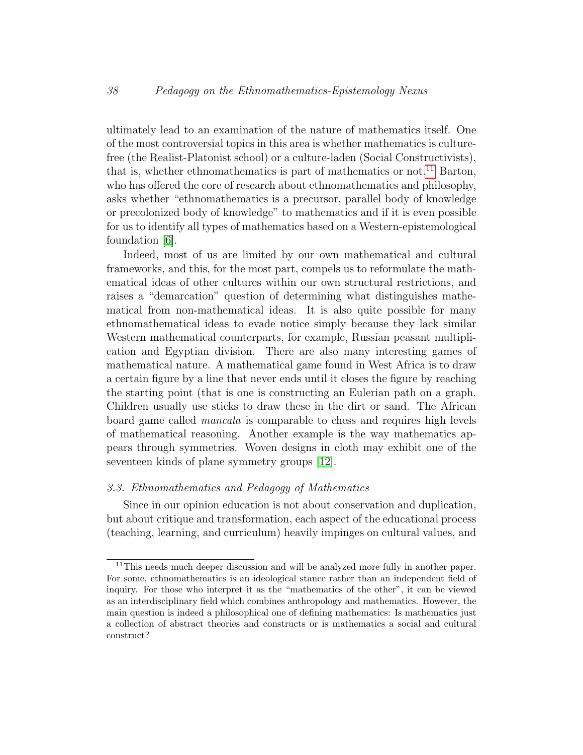ultimately lead to an examination of the nature of mathematics itself. One of the most controversial topics in this area is whether mathematics is culture-free (the Realist-Platonist school) or a culture-laden (Social Constructivists), that is, whether ethnomathematics is part of mathematics or not.[11] Barton, who has offered the core of research about ethnomathematics and philosophy, asks whether "ethnomathematics is a precursor, parallel body of knowledge or precolonized body of knowledge" to mathematics and if it is even possible for us to identify all types of mathematics based on a Western-epistemological foundation [6].

Indeed, most of us are limited by our own mathematical and cultural frameworks, and this, for the most part, compels us to reformulate the mathematical ideas of other cultures within our own structural restrictions, and raises a "demarcation" question of determining what distinguishes mathematical from non-mathematical ideas. It is also quite possible for many ethnomathematical ideas to evade notice simply because they lack similar Western mathematical counterparts, for example, Russian peasant multiplication and Egyptian division. There are also many interesting games of mathematical nature. A mathematical game found in West Africa is to draw a certain figure by a line that never ends until it closes the figure by reaching the starting point (that is one is constructing an Eulerian path on a graph. Children usually use sticks to draw these in the dirt or sand. The African board game called *mancala* is comparable to chess and requires high levels of mathematical reasoning. Another example is the way mathematics appears through symmetries. Woven designs in cloth may exhibit one of the seventeen kinds of plane symmetry groups [12].

### *3.3. Ethnomathematics and Pedagogy of Mathematics*

Since in our opinion education is not about conservation and duplication, but about critique and transformation, each aspect of the educational process (teaching, learning, and curriculum) heavily impinges on cultural values, and

---

[11] This needs much deeper discussion and will be analyzed more fully in another paper. For some, ethnomathematics is an ideological stance rather than an independent field of inquiry. For those who interpret it as the "mathematics of the other", it can be viewed as an interdisciplinary field which combines anthropology and mathematics. However, the main question is indeed a philosophical one of defining mathematics: Is mathematics just a collection of abstract theories and constructs or is mathematics a social and cultural construct?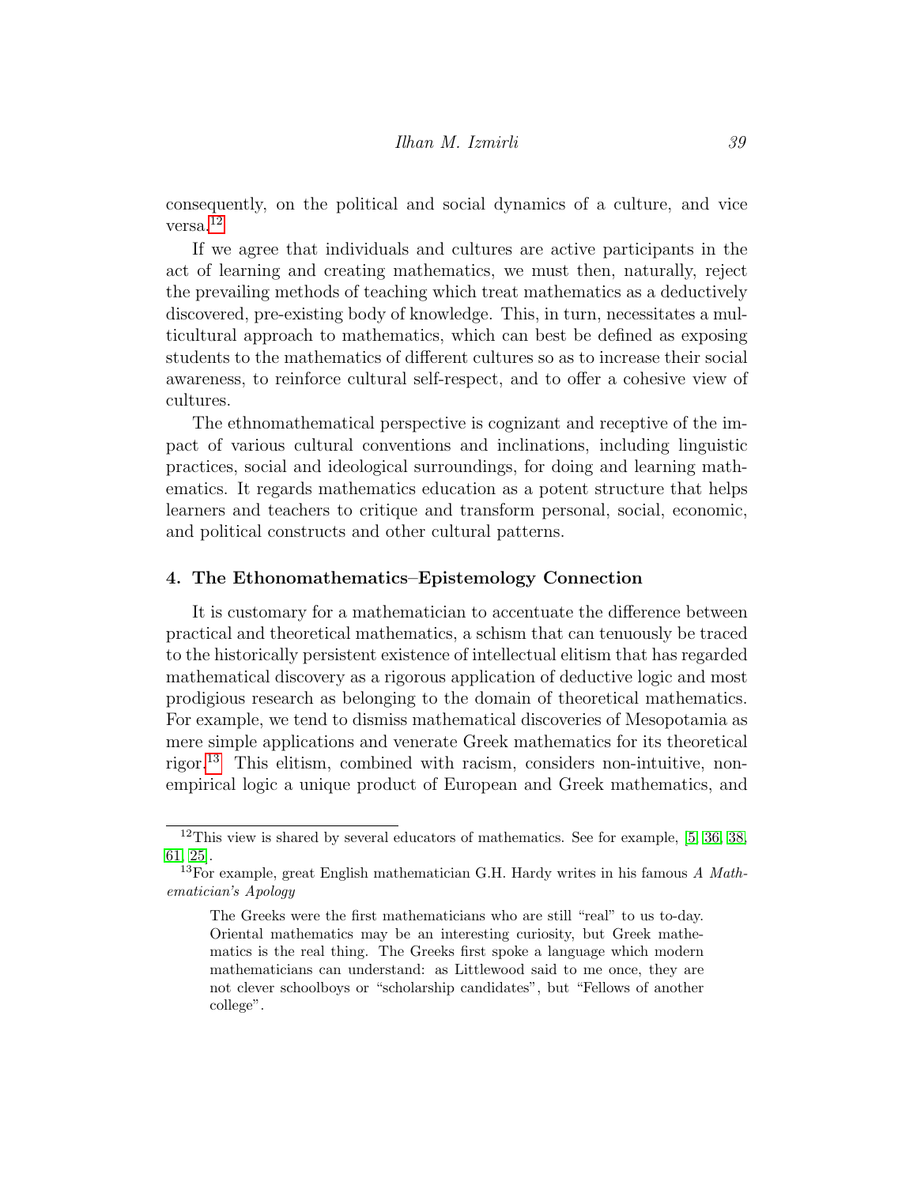consequently, on the political and social dynamics of a culture, and vice versa.[12]

If we agree that individuals and cultures are active participants in the act of learning and creating mathematics, we must then, naturally, reject the prevailing methods of teaching which treat mathematics as a deductively discovered, pre-existing body of knowledge. This, in turn, necessitates a multicultural approach to mathematics, which can best be defined as exposing students to the mathematics of different cultures so as to increase their social awareness, to reinforce cultural self-respect, and to offer a cohesive view of cultures.

The ethnomathematical perspective is cognizant and receptive of the impact of various cultural conventions and inclinations, including linguistic practices, social and ideological surroundings, for doing and learning mathematics. It regards mathematics education as a potent structure that helps learners and teachers to critique and transform personal, social, economic, and political constructs and other cultural patterns.

## 4. The Ethonomathematics–Epistemology Connection

It is customary for a mathematician to accentuate the difference between practical and theoretical mathematics, a schism that can tenuously be traced to the historically persistent existence of intellectual elitism that has regarded mathematical discovery as a rigorous application of deductive logic and most prodigious research as belonging to the domain of theoretical mathematics. For example, we tend to dismiss mathematical discoveries of Mesopotamia as mere simple applications and venerate Greek mathematics for its theoretical rigor.[13] This elitism, combined with racism, considers non-intuitive, non-empirical logic a unique product of European and Greek mathematics, and

---

[12] This view is shared by several educators of mathematics. See for example, [5, 36, 38, 61, 25].

[13] For example, great English mathematician G.H. Hardy writes in his famous *A Mathematician's Apology*

> The Greeks were the first mathematicians who are still "real" to us to-day. Oriental mathematics may be an interesting curiosity, but Greek mathematics is the real thing. The Greeks first spoke a language which modern mathematicians can understand: as Littlewood said to me once, they are not clever schoolboys or "scholarship candidates", but "Fellows of another college".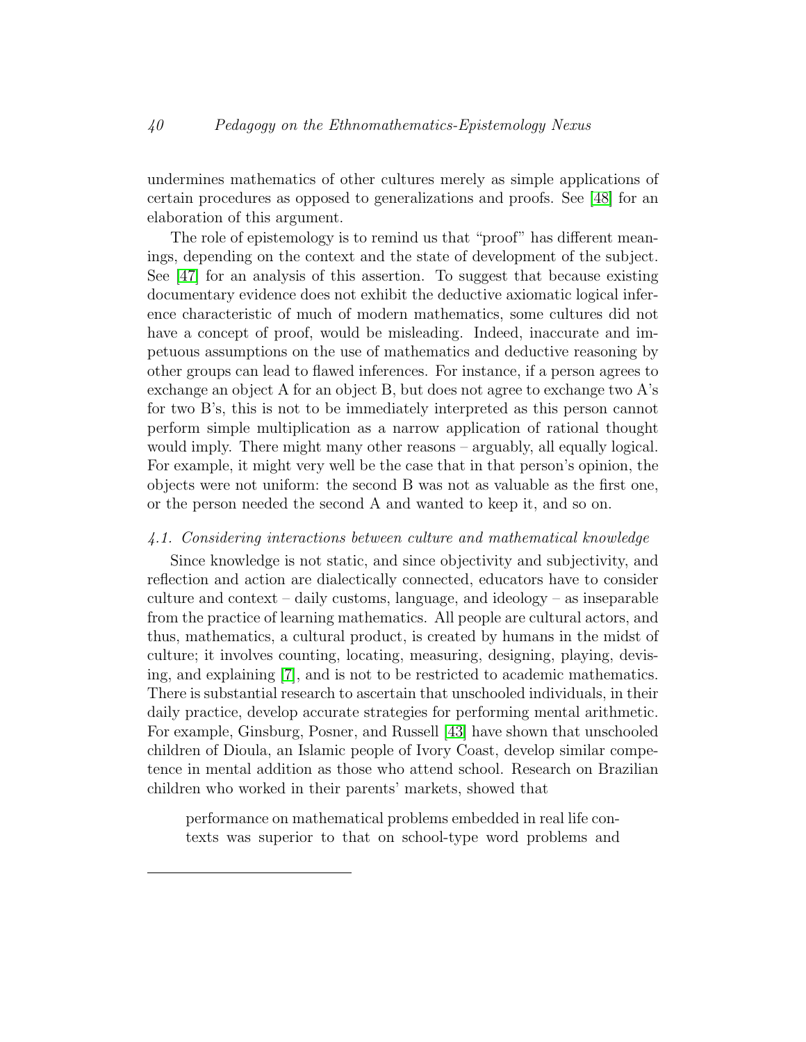undermines mathematics of other cultures merely as simple applications of certain procedures as opposed to generalizations and proofs. See [48] for an elaboration of this argument.

The role of epistemology is to remind us that "proof" has different meanings, depending on the context and the state of development of the subject. See [47] for an analysis of this assertion. To suggest that because existing documentary evidence does not exhibit the deductive axiomatic logical inference characteristic of much of modern mathematics, some cultures did not have a concept of proof, would be misleading. Indeed, inaccurate and impetuous assumptions on the use of mathematics and deductive reasoning by other groups can lead to flawed inferences. For instance, if a person agrees to exchange an object A for an object B, but does not agree to exchange two A's for two B's, this is not to be immediately interpreted as this person cannot perform simple multiplication as a narrow application of rational thought would imply. There might many other reasons – arguably, all equally logical. For example, it might very well be the case that in that person's opinion, the objects were not uniform: the second B was not as valuable as the first one, or the person needed the second A and wanted to keep it, and so on.

### *4.1. Considering interactions between culture and mathematical knowledge*

Since knowledge is not static, and since objectivity and subjectivity, and reflection and action are dialectically connected, educators have to consider culture and context – daily customs, language, and ideology – as inseparable from the practice of learning mathematics. All people are cultural actors, and thus, mathematics, a cultural product, is created by humans in the midst of culture; it involves counting, locating, measuring, designing, playing, devising, and explaining [7], and is not to be restricted to academic mathematics. There is substantial research to ascertain that unschooled individuals, in their daily practice, develop accurate strategies for performing mental arithmetic. For example, Ginsburg, Posner, and Russell [43] have shown that unschooled children of Dioula, an Islamic people of Ivory Coast, develop similar competence in mental addition as those who attend school. Research on Brazilian children who worked in their parents' markets, showed that

> performance on mathematical problems embedded in real life contexts was superior to that on school-type word problems and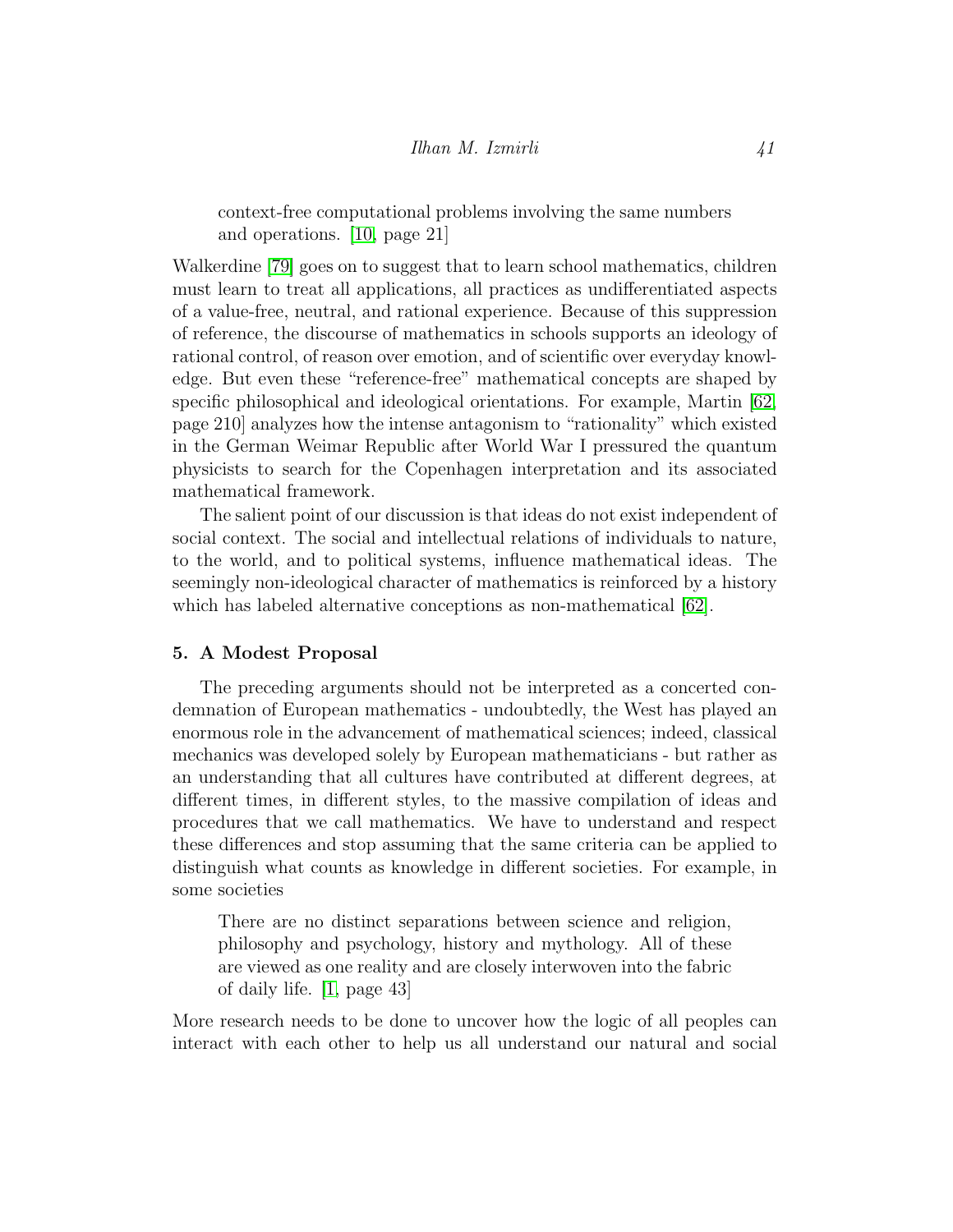> context-free computational problems involving the same numbers and operations. [10, page 21]

Walkerdine [79] goes on to suggest that to learn school mathematics, children must learn to treat all applications, all practices as undifferentiated aspects of a value-free, neutral, and rational experience. Because of this suppression of reference, the discourse of mathematics in schools supports an ideology of rational control, of reason over emotion, and of scientific over everyday knowledge. But even these "reference-free" mathematical concepts are shaped by specific philosophical and ideological orientations. For example, Martin [62, page 210] analyzes how the intense antagonism to "rationality" which existed in the German Weimar Republic after World War I pressured the quantum physicists to search for the Copenhagen interpretation and its associated mathematical framework.

The salient point of our discussion is that ideas do not exist independent of social context. The social and intellectual relations of individuals to nature, to the world, and to political systems, influence mathematical ideas. The seemingly non-ideological character of mathematics is reinforced by a history which has labeled alternative conceptions as non-mathematical [62].

### 5. A Modest Proposal

The preceding arguments should not be interpreted as a concerted condemnation of European mathematics - undoubtedly, the West has played an enormous role in the advancement of mathematical sciences; indeed, classical mechanics was developed solely by European mathematicians - but rather as an understanding that all cultures have contributed at different degrees, at different times, in different styles, to the massive compilation of ideas and procedures that we call mathematics. We have to understand and respect these differences and stop assuming that the same criteria can be applied to distinguish what counts as knowledge in different societies. For example, in some societies

> There are no distinct separations between science and religion, philosophy and psychology, history and mythology. All of these are viewed as one reality and are closely interwoven into the fabric of daily life. [1, page 43]

More research needs to be done to uncover how the logic of all peoples can interact with each other to help us all understand our natural and social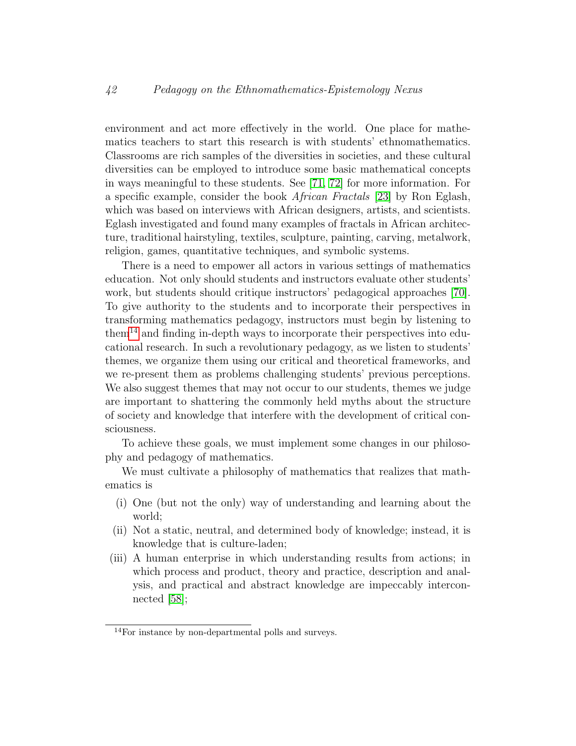environment and act more effectively in the world. One place for mathematics teachers to start this research is with students' ethnomathematics. Classrooms are rich samples of the diversities in societies, and these cultural diversities can be employed to introduce some basic mathematical concepts in ways meaningful to these students. See [71, 72] for more information. For a specific example, consider the book *African Fractals* [23] by Ron Eglash, which was based on interviews with African designers, artists, and scientists. Eglash investigated and found many examples of fractals in African architecture, traditional hairstyling, textiles, sculpture, painting, carving, metalwork, religion, games, quantitative techniques, and symbolic systems.

There is a need to empower all actors in various settings of mathematics education. Not only should students and instructors evaluate other students' work, but students should critique instructors' pedagogical approaches [70]. To give authority to the students and to incorporate their perspectives in transforming mathematics pedagogy, instructors must begin by listening to them[14] and finding in-depth ways to incorporate their perspectives into educational research. In such a revolutionary pedagogy, as we listen to students' themes, we organize them using our critical and theoretical frameworks, and we re-present them as problems challenging students' previous perceptions. We also suggest themes that may not occur to our students, themes we judge are important to shattering the commonly held myths about the structure of society and knowledge that interfere with the development of critical consciousness.

To achieve these goals, we must implement some changes in our philosophy and pedagogy of mathematics.

We must cultivate a philosophy of mathematics that realizes that mathematics is

(i) One (but not the only) way of understanding and learning about the world;
(ii) Not a static, neutral, and determined body of knowledge; instead, it is knowledge that is culture-laden;
(iii) A human enterprise in which understanding results from actions; in which process and product, theory and practice, description and analysis, and practical and abstract knowledge are impeccably interconnected [58];

[14] For instance by non-departmental polls and surveys.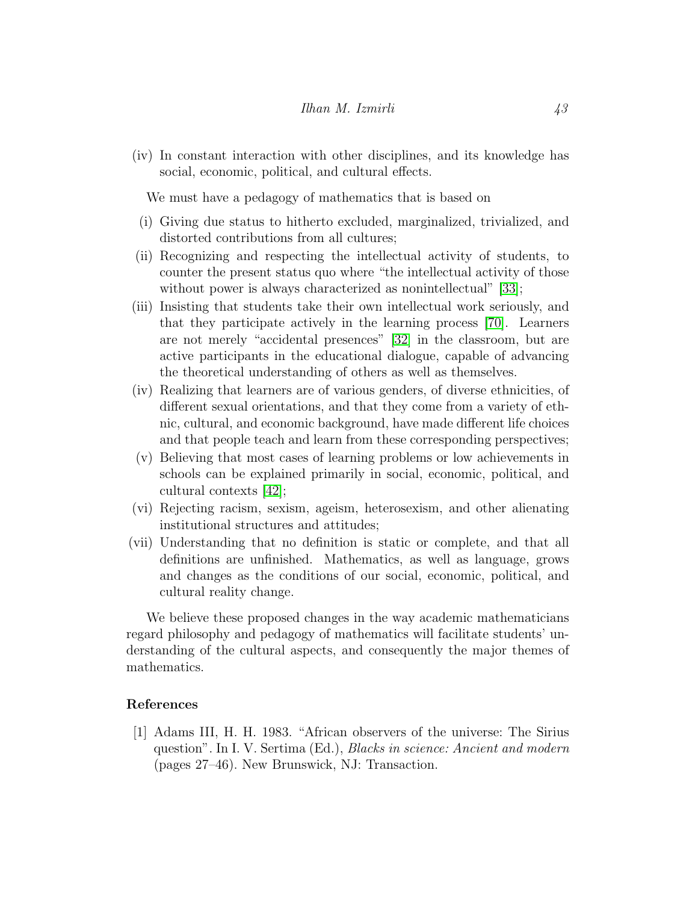(iv) In constant interaction with other disciplines, and its knowledge has social, economic, political, and cultural effects.

We must have a pedagogy of mathematics that is based on

(i) Giving due status to hitherto excluded, marginalized, trivialized, and distorted contributions from all cultures;

(ii) Recognizing and respecting the intellectual activity of students, to counter the present status quo where "the intellectual activity of those without power is always characterized as nonintellectual" [33];

(iii) Insisting that students take their own intellectual work seriously, and that they participate actively in the learning process [70]. Learners are not merely "accidental presences" [32] in the classroom, but are active participants in the educational dialogue, capable of advancing the theoretical understanding of others as well as themselves.

(iv) Realizing that learners are of various genders, of diverse ethnicities, of different sexual orientations, and that they come from a variety of ethnic, cultural, and economic background, have made different life choices and that people teach and learn from these corresponding perspectives;

(v) Believing that most cases of learning problems or low achievements in schools can be explained primarily in social, economic, political, and cultural contexts [42];

(vi) Rejecting racism, sexism, ageism, heterosexism, and other alienating institutional structures and attitudes;

(vii) Understanding that no definition is static or complete, and that all definitions are unfinished. Mathematics, as well as language, grows and changes as the conditions of our social, economic, political, and cultural reality change.

We believe these proposed changes in the way academic mathematicians regard philosophy and pedagogy of mathematics will facilitate students' understanding of the cultural aspects, and consequently the major themes of mathematics.

## References

[1] Adams III, H. H. 1983. "African observers of the universe: The Sirius question". In I. V. Sertima (Ed.), *Blacks in science: Ancient and modern* (pages 27–46). New Brunswick, NJ: Transaction.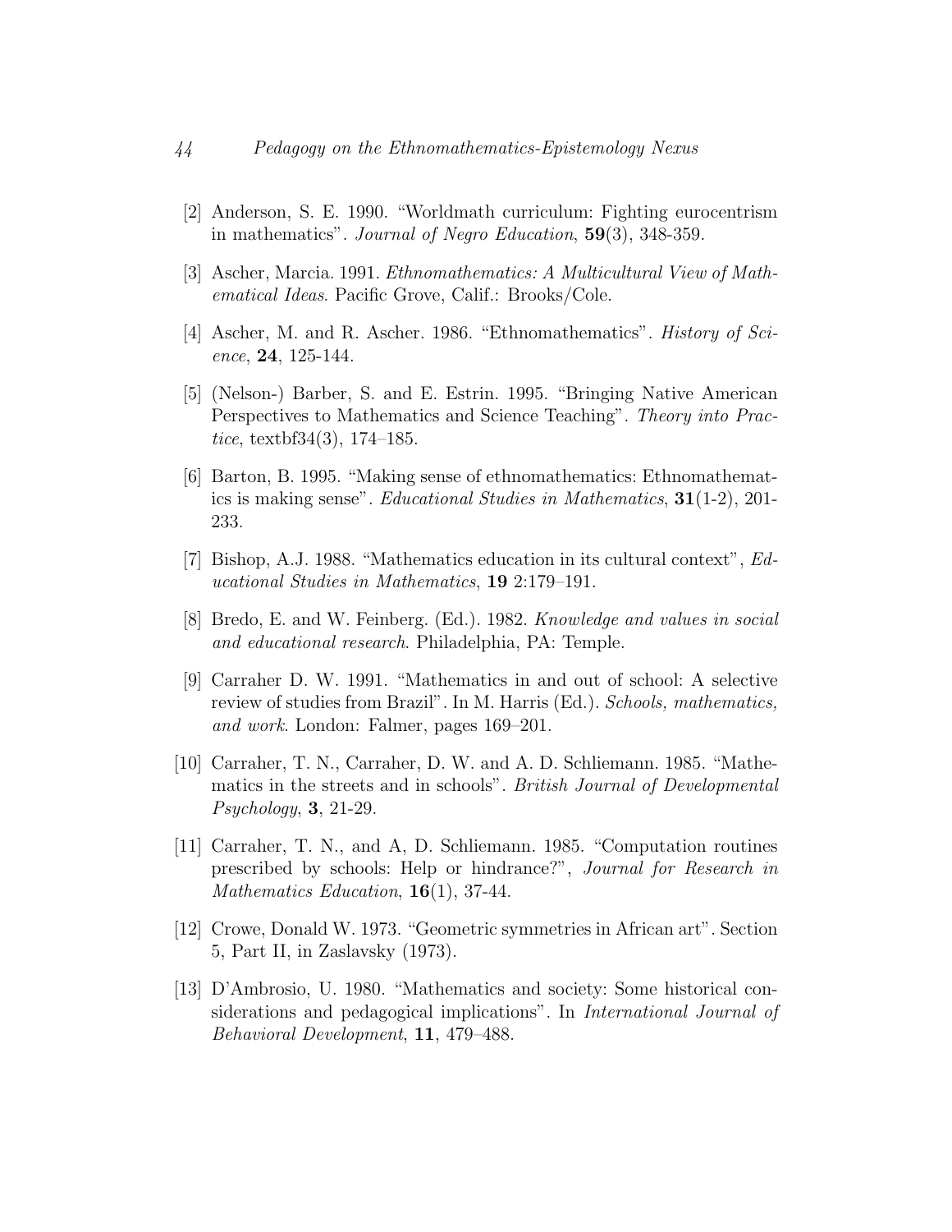[2] Anderson, S. E. 1990. "Worldmath curriculum: Fighting eurocentrism in mathematics". *Journal of Negro Education*, **59**(3), 348-359.

[3] Ascher, Marcia. 1991. *Ethnomathematics: A Multicultural View of Mathematical Ideas*. Pacific Grove, Calif.: Brooks/Cole.

[4] Ascher, M. and R. Ascher. 1986. "Ethnomathematics". *History of Science*, **24**, 125-144.

[5] (Nelson-) Barber, S. and E. Estrin. 1995. "Bringing Native American Perspectives to Mathematics and Science Teaching". *Theory into Practice*, textbf34(3), 174–185.

[6] Barton, B. 1995. "Making sense of ethnomathematics: Ethnomathematics is making sense". *Educational Studies in Mathematics*, **31**(1-2), 201-233.

[7] Bishop, A.J. 1988. "Mathematics education in its cultural context", *Educational Studies in Mathematics*, **19** 2:179–191.

[8] Bredo, E. and W. Feinberg. (Ed.). 1982. *Knowledge and values in social and educational research*. Philadelphia, PA: Temple.

[9] Carraher D. W. 1991. "Mathematics in and out of school: A selective review of studies from Brazil". In M. Harris (Ed.). *Schools, mathematics, and work*. London: Falmer, pages 169–201.

[10] Carraher, T. N., Carraher, D. W. and A. D. Schliemann. 1985. "Mathematics in the streets and in schools". *British Journal of Developmental Psychology*, **3**, 21-29.

[11] Carraher, T. N., and A, D. Schliemann. 1985. "Computation routines prescribed by schools: Help or hindrance?", *Journal for Research in Mathematics Education*, **16**(1), 37-44.

[12] Crowe, Donald W. 1973. "Geometric symmetries in African art". Section 5, Part II, in Zaslavsky (1973).

[13] D'Ambrosio, U. 1980. "Mathematics and society: Some historical considerations and pedagogical implications". In *International Journal of Behavioral Development*, **11**, 479–488.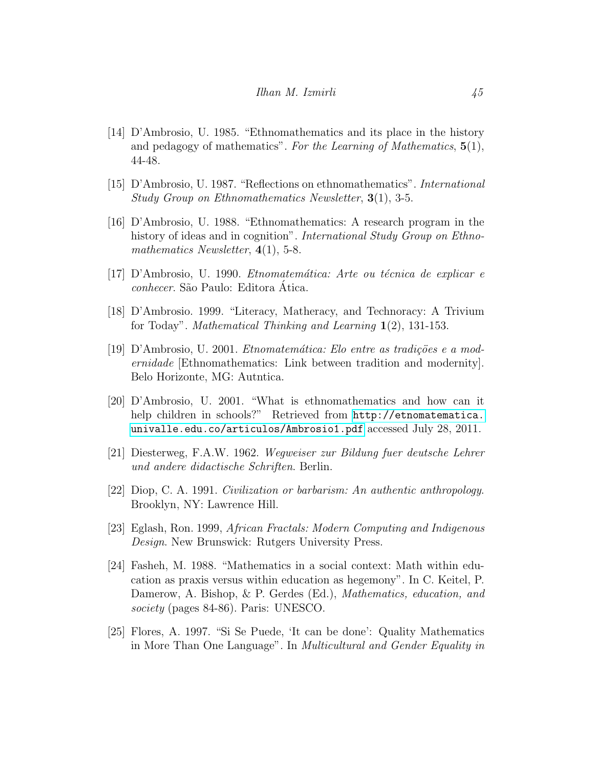[14] D'Ambrosio, U. 1985. "Ethnomathematics and its place in the history and pedagogy of mathematics". *For the Learning of Mathematics*, **5**(1), 44-48.

[15] D'Ambrosio, U. 1987. "Reflections on ethnomathematics". *International Study Group on Ethnomathematics Newsletter*, **3**(1), 3-5.

[16] D'Ambrosio, U. 1988. "Ethnomathematics: A research program in the history of ideas and in cognition". *International Study Group on Ethnomathematics Newsletter*, **4**(1), 5-8.

[17] D'Ambrosio, U. 1990. *Etnomatemática: Arte ou técnica de explicar e conhecer*. São Paulo: Editora Ática.

[18] D'Ambrosio. 1999. "Literacy, Matheracy, and Technoracy: A Trivium for Today". *Mathematical Thinking and Learning* **1**(2), 131-153.

[19] D'Ambrosio, U. 2001. *Etnomatemática: Elo entre as tradições e a modernidade* [Ethnomathematics: Link between tradition and modernity]. Belo Horizonte, MG: Autntica.

[20] D'Ambrosio, U. 2001. "What is ethnomathematics and how can it help children in schools?" Retrieved from `http://etnomatematica.univalle.edu.co/articulos/Ambrosio1.pdf` accessed July 28, 2011.

[21] Diesterweg, F.A.W. 1962. *Wegweiser zur Bildung fuer deutsche Lehrer und andere didactische Schriften*. Berlin.

[22] Diop, C. A. 1991. *Civilization or barbarism: An authentic anthropology*. Brooklyn, NY: Lawrence Hill.

[23] Eglash, Ron. 1999, *African Fractals: Modern Computing and Indigenous Design*. New Brunswick: Rutgers University Press.

[24] Fasheh, M. 1988. "Mathematics in a social context: Math within education as praxis versus within education as hegemony". In C. Keitel, P. Damerow, A. Bishop, & P. Gerdes (Ed.), *Mathematics, education, and society* (pages 84-86). Paris: UNESCO.

[25] Flores, A. 1997. "Si Se Puede, 'It can be done': Quality Mathematics in More Than One Language". In *Multicultural and Gender Equality in*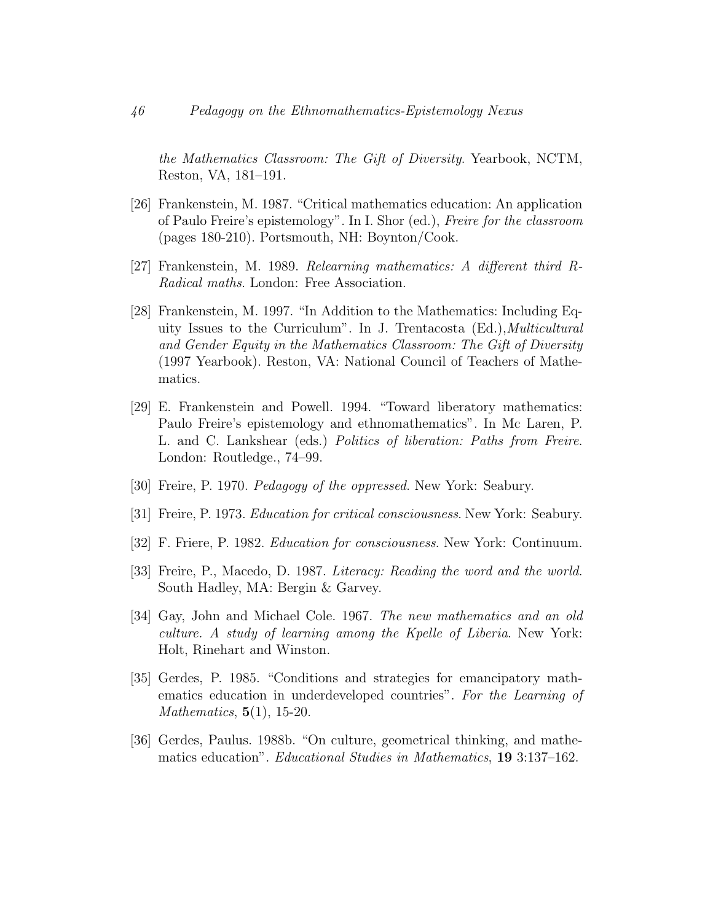*the Mathematics Classroom: The Gift of Diversity*. Yearbook, NCTM, Reston, VA, 181–191.

[26] Frankenstein, M. 1987. "Critical mathematics education: An application of Paulo Freire's epistemology". In I. Shor (ed.), *Freire for the classroom* (pages 180-210). Portsmouth, NH: Boynton/Cook.

[27] Frankenstein, M. 1989. *Relearning mathematics: A different third R-Radical maths*. London: Free Association.

[28] Frankenstein, M. 1997. "In Addition to the Mathematics: Including Equity Issues to the Curriculum". In J. Trentacosta (Ed.),*Multicultural and Gender Equity in the Mathematics Classroom: The Gift of Diversity* (1997 Yearbook). Reston, VA: National Council of Teachers of Mathematics.

[29] E. Frankenstein and Powell. 1994. "Toward liberatory mathematics: Paulo Freire's epistemology and ethnomathematics". In Mc Laren, P. L. and C. Lankshear (eds.) *Politics of liberation: Paths from Freire*. London: Routledge., 74–99.

[30] Freire, P. 1970. *Pedagogy of the oppressed*. New York: Seabury.

[31] Freire, P. 1973. *Education for critical consciousness*. New York: Seabury.

[32] F. Friere, P. 1982. *Education for consciousness*. New York: Continuum.

[33] Freire, P., Macedo, D. 1987. *Literacy: Reading the word and the world*. South Hadley, MA: Bergin & Garvey.

[34] Gay, John and Michael Cole. 1967. *The new mathematics and an old culture. A study of learning among the Kpelle of Liberia*. New York: Holt, Rinehart and Winston.

[35] Gerdes, P. 1985. "Conditions and strategies for emancipatory mathematics education in underdeveloped countries". *For the Learning of Mathematics*, **5**(1), 15-20.

[36] Gerdes, Paulus. 1988b. "On culture, geometrical thinking, and mathematics education". *Educational Studies in Mathematics*, **19** 3:137–162.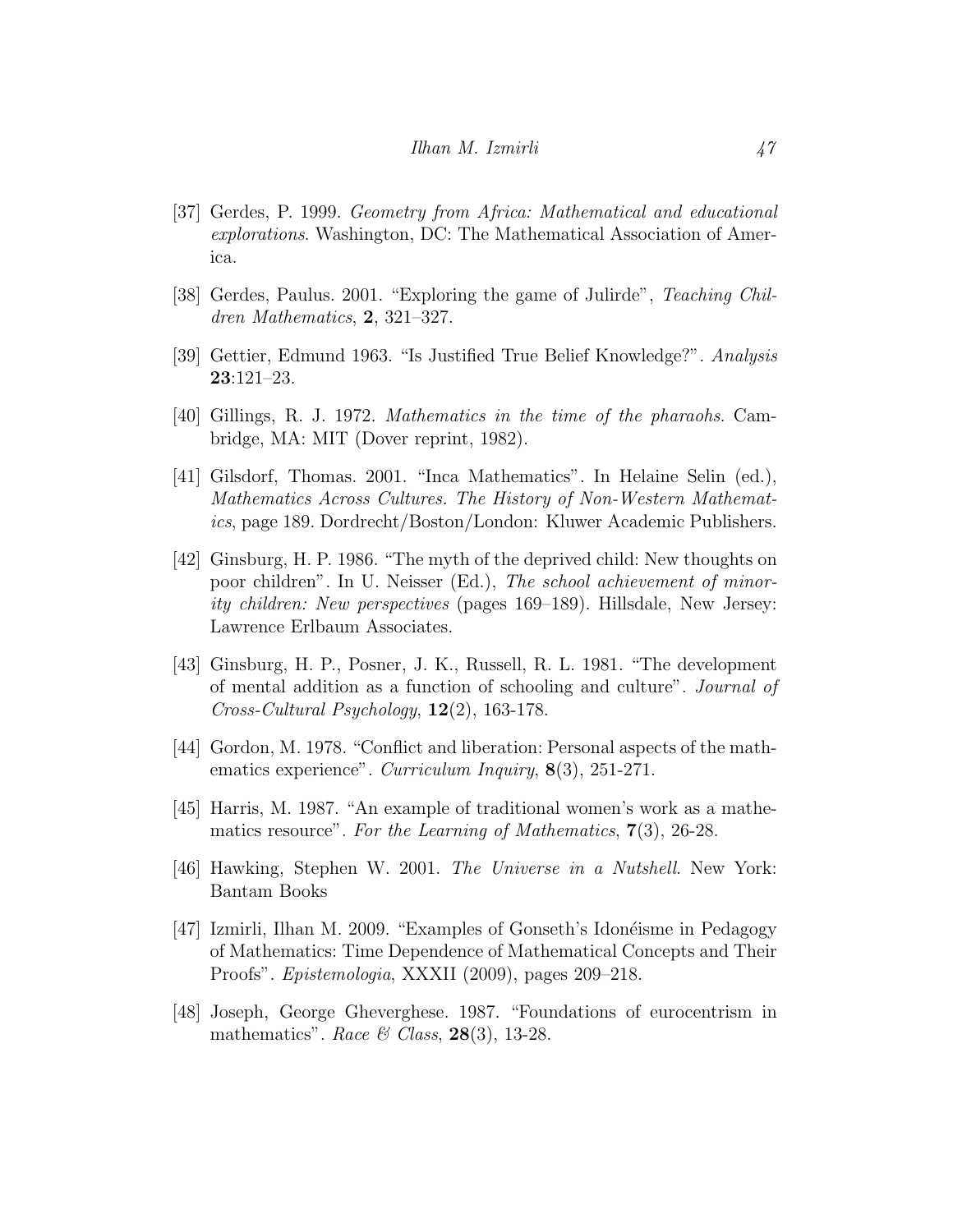[37] Gerdes, P. 1999. *Geometry from Africa: Mathematical and educational explorations*. Washington, DC: The Mathematical Association of America.

[38] Gerdes, Paulus. 2001. "Exploring the game of Julirde", *Teaching Children Mathematics*, **2**, 321–327.

[39] Gettier, Edmund 1963. "Is Justified True Belief Knowledge?". *Analysis* **23**:121–23.

[40] Gillings, R. J. 1972. *Mathematics in the time of the pharaohs*. Cambridge, MA: MIT (Dover reprint, 1982).

[41] Gilsdorf, Thomas. 2001. "Inca Mathematics". In Helaine Selin (ed.), *Mathematics Across Cultures. The History of Non-Western Mathematics*, page 189. Dordrecht/Boston/London: Kluwer Academic Publishers.

[42] Ginsburg, H. P. 1986. "The myth of the deprived child: New thoughts on poor children". In U. Neisser (Ed.), *The school achievement of minority children: New perspectives* (pages 169–189). Hillsdale, New Jersey: Lawrence Erlbaum Associates.

[43] Ginsburg, H. P., Posner, J. K., Russell, R. L. 1981. "The development of mental addition as a function of schooling and culture". *Journal of Cross-Cultural Psychology*, **12**(2), 163-178.

[44] Gordon, M. 1978. "Conflict and liberation: Personal aspects of the mathematics experience". *Curriculum Inquiry*, **8**(3), 251-271.

[45] Harris, M. 1987. "An example of traditional women's work as a mathematics resource". *For the Learning of Mathematics*, **7**(3), 26-28.

[46] Hawking, Stephen W. 2001. *The Universe in a Nutshell*. New York: Bantam Books

[47] Izmirli, Ilhan M. 2009. "Examples of Gonseth's Idonéisme in Pedagogy of Mathematics: Time Dependence of Mathematical Concepts and Their Proofs". *Epistemologia*, XXXII (2009), pages 209–218.

[48] Joseph, George Gheverghese. 1987. "Foundations of eurocentrism in mathematics". *Race & Class*, **28**(3), 13-28.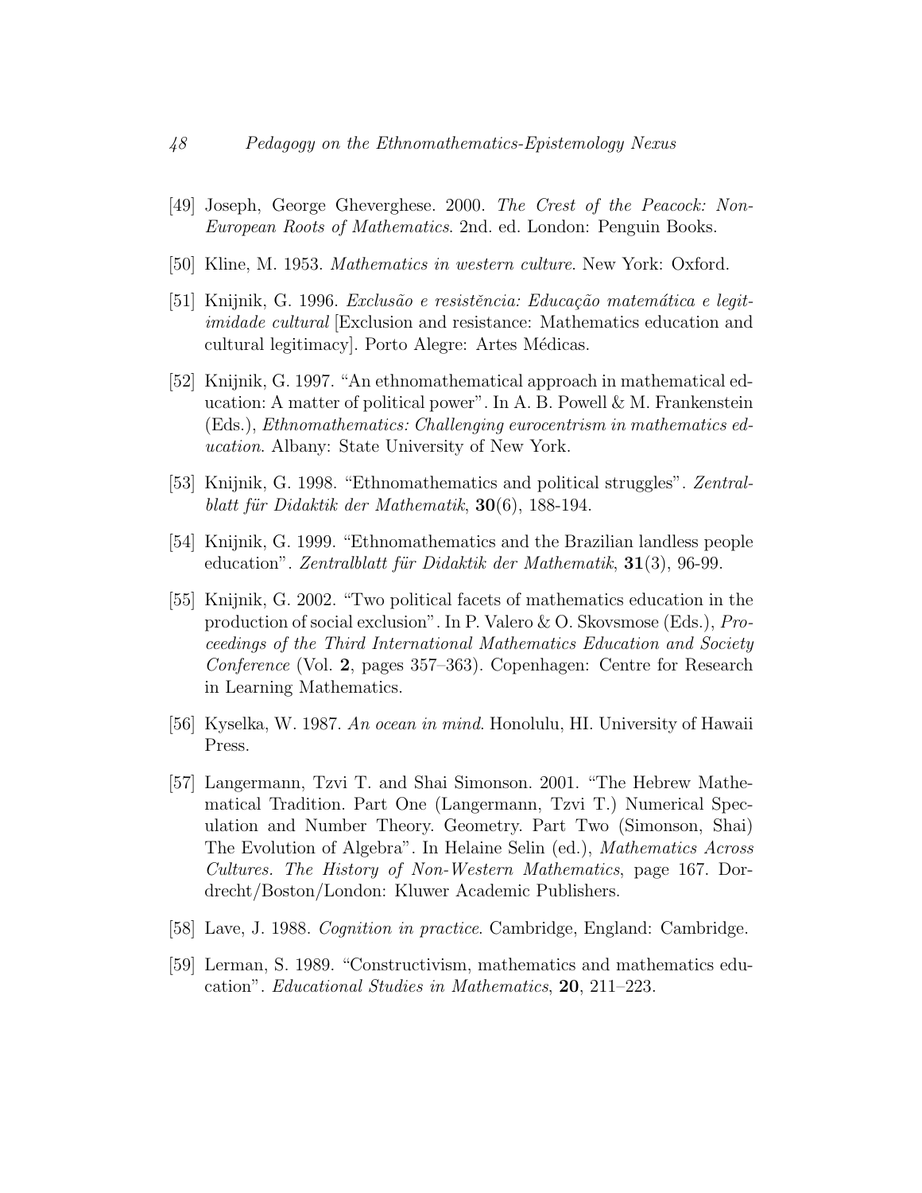[49] Joseph, George Gheverghese. 2000. *The Crest of the Peacock: Non-European Roots of Mathematics*. 2nd. ed. London: Penguin Books.

[50] Kline, M. 1953. *Mathematics in western culture*. New York: Oxford.

[51] Knijnik, G. 1996. *Exclusão e resistěncia: Educação matemática e legitimidade cultural* [Exclusion and resistance: Mathematics education and cultural legitimacy]. Porto Alegre: Artes Médicas.

[52] Knijnik, G. 1997. "An ethnomathematical approach in mathematical education: A matter of political power". In A. B. Powell & M. Frankenstein (Eds.), *Ethnomathematics: Challenging eurocentrism in mathematics education*. Albany: State University of New York.

[53] Knijnik, G. 1998. "Ethnomathematics and political struggles". *Zentralblatt für Didaktik der Mathematik*, **30**(6), 188-194.

[54] Knijnik, G. 1999. "Ethnomathematics and the Brazilian landless people education". *Zentralblatt für Didaktik der Mathematik*, **31**(3), 96-99.

[55] Knijnik, G. 2002. "Two political facets of mathematics education in the production of social exclusion". In P. Valero & O. Skovsmose (Eds.), *Proceedings of the Third International Mathematics Education and Society Conference* (Vol. **2**, pages 357–363). Copenhagen: Centre for Research in Learning Mathematics.

[56] Kyselka, W. 1987. *An ocean in mind*. Honolulu, HI. University of Hawaii Press.

[57] Langermann, Tzvi T. and Shai Simonson. 2001. "The Hebrew Mathematical Tradition. Part One (Langermann, Tzvi T.) Numerical Speculation and Number Theory. Geometry. Part Two (Simonson, Shai) The Evolution of Algebra". In Helaine Selin (ed.), *Mathematics Across Cultures. The History of Non-Western Mathematics*, page 167. Dordrecht/Boston/London: Kluwer Academic Publishers.

[58] Lave, J. 1988. *Cognition in practice*. Cambridge, England: Cambridge.

[59] Lerman, S. 1989. "Constructivism, mathematics and mathematics education". *Educational Studies in Mathematics*, **20**, 211–223.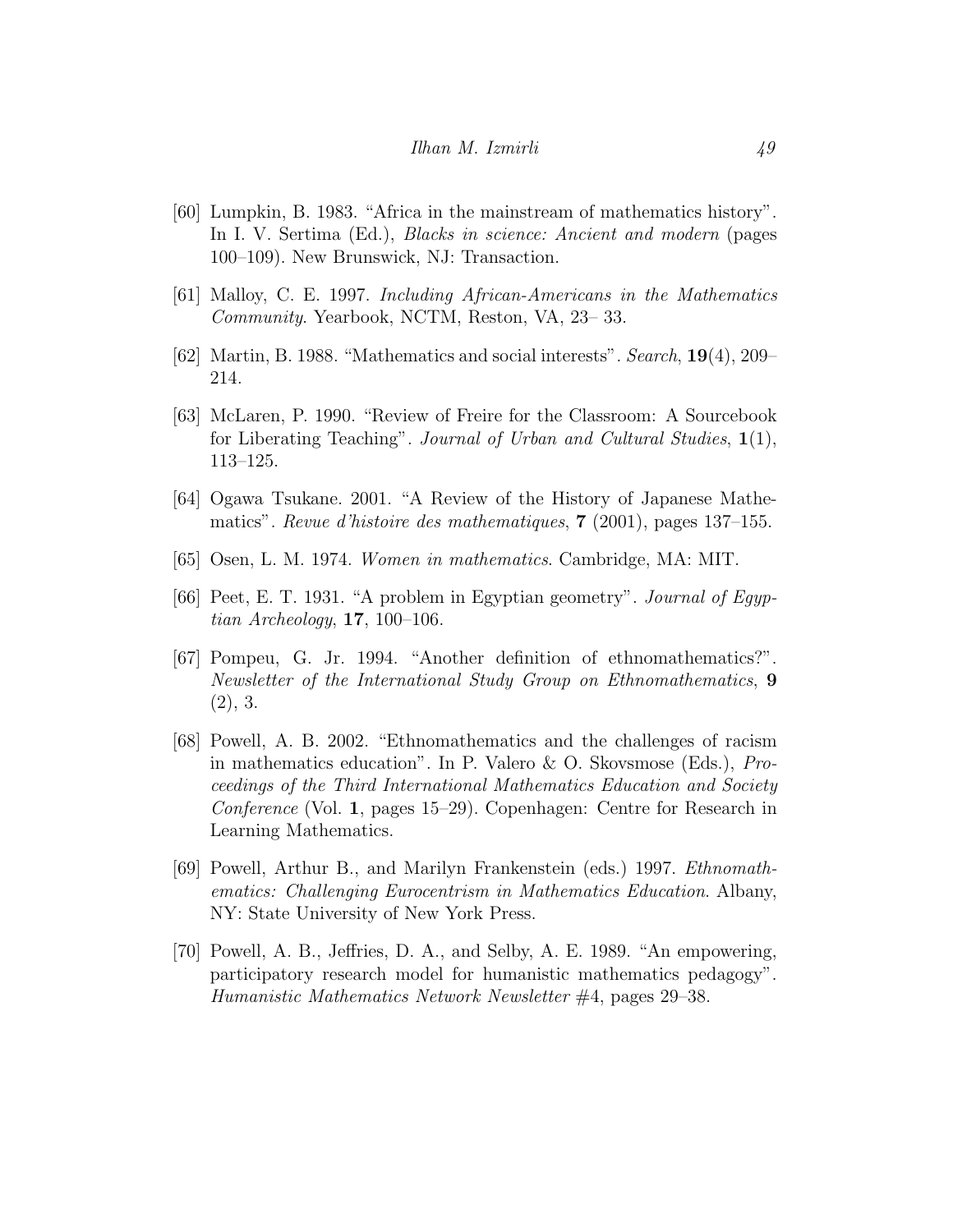[60] Lumpkin, B. 1983. "Africa in the mainstream of mathematics history". In I. V. Sertima (Ed.), *Blacks in science: Ancient and modern* (pages 100–109). New Brunswick, NJ: Transaction.

[61] Malloy, C. E. 1997. *Including African-Americans in the Mathematics Community*. Yearbook, NCTM, Reston, VA, 23– 33.

[62] Martin, B. 1988. "Mathematics and social interests". *Search*, **19**(4), 209–214.

[63] McLaren, P. 1990. "Review of Freire for the Classroom: A Sourcebook for Liberating Teaching". *Journal of Urban and Cultural Studies*, **1**(1), 113–125.

[64] Ogawa Tsukane. 2001. "A Review of the History of Japanese Mathematics". *Revue d'histoire des mathematiques*, **7** (2001), pages 137–155.

[65] Osen, L. M. 1974. *Women in mathematics*. Cambridge, MA: MIT.

[66] Peet, E. T. 1931. "A problem in Egyptian geometry". *Journal of Egyptian Archeology*, **17**, 100–106.

[67] Pompeu, G. Jr. 1994. "Another definition of ethnomathematics?". *Newsletter of the International Study Group on Ethnomathematics*, **9** (2), 3.

[68] Powell, A. B. 2002. "Ethnomathematics and the challenges of racism in mathematics education". In P. Valero & O. Skovsmose (Eds.), *Proceedings of the Third International Mathematics Education and Society Conference* (Vol. **1**, pages 15–29). Copenhagen: Centre for Research in Learning Mathematics.

[69] Powell, Arthur B., and Marilyn Frankenstein (eds.) 1997. *Ethnomathematics: Challenging Eurocentrism in Mathematics Education*. Albany, NY: State University of New York Press.

[70] Powell, A. B., Jeffries, D. A., and Selby, A. E. 1989. "An empowering, participatory research model for humanistic mathematics pedagogy". *Humanistic Mathematics Network Newsletter* #4, pages 29–38.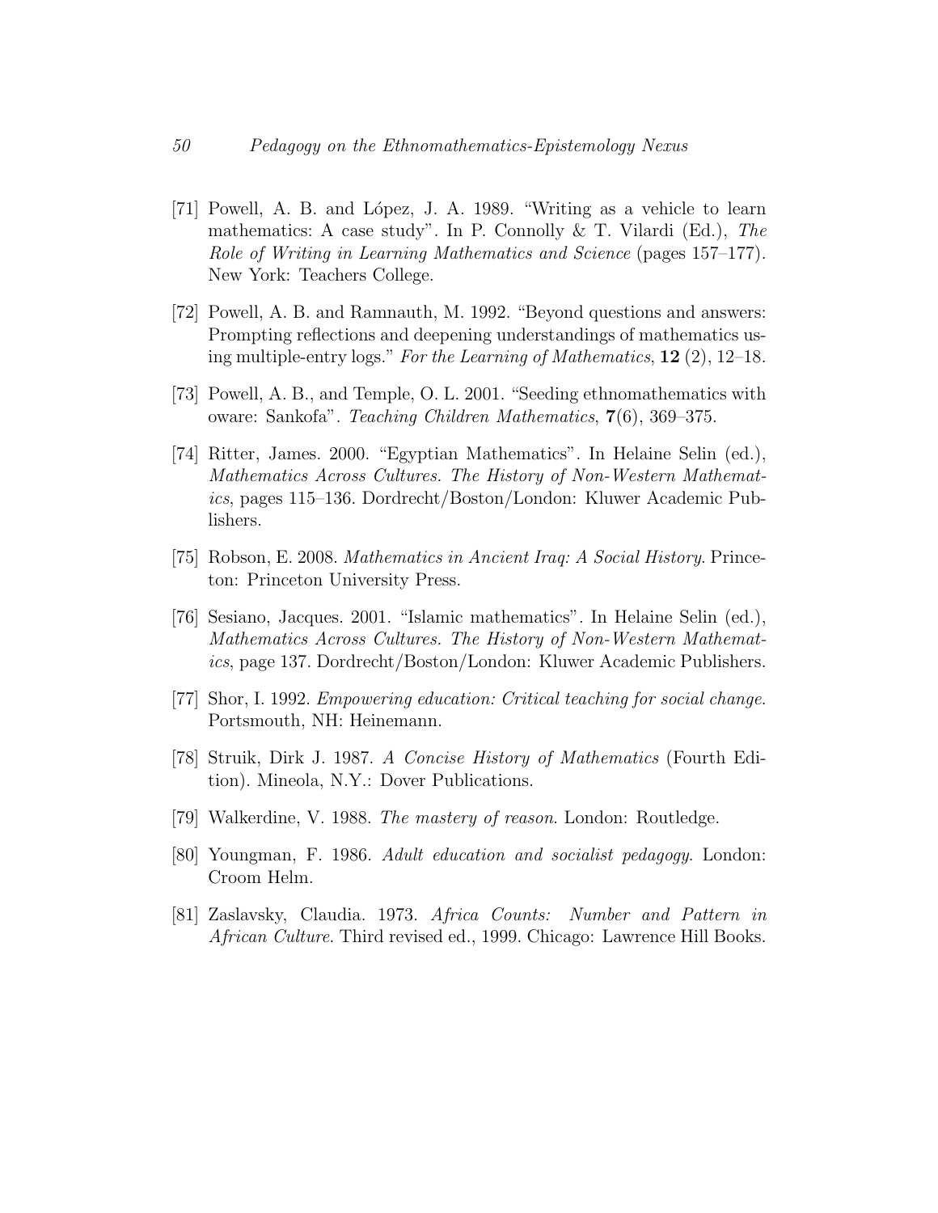[71] Powell, A. B. and López, J. A. 1989. "Writing as a vehicle to learn mathematics: A case study". In P. Connolly & T. Vilardi (Ed.), *The Role of Writing in Learning Mathematics and Science* (pages 157–177). New York: Teachers College.

[72] Powell, A. B. and Ramnauth, M. 1992. "Beyond questions and answers: Prompting reflections and deepening understandings of mathematics using multiple-entry logs." *For the Learning of Mathematics*, **12** (2), 12–18.

[73] Powell, A. B., and Temple, O. L. 2001. "Seeding ethnomathematics with oware: Sankofa". *Teaching Children Mathematics*, **7**(6), 369–375.

[74] Ritter, James. 2000. "Egyptian Mathematics". In Helaine Selin (ed.), *Mathematics Across Cultures. The History of Non-Western Mathematics*, pages 115–136. Dordrecht/Boston/London: Kluwer Academic Publishers.

[75] Robson, E. 2008. *Mathematics in Ancient Iraq: A Social History*. Princeton: Princeton University Press.

[76] Sesiano, Jacques. 2001. "Islamic mathematics". In Helaine Selin (ed.), *Mathematics Across Cultures. The History of Non-Western Mathematics*, page 137. Dordrecht/Boston/London: Kluwer Academic Publishers.

[77] Shor, I. 1992. *Empowering education: Critical teaching for social change*. Portsmouth, NH: Heinemann.

[78] Struik, Dirk J. 1987. *A Concise History of Mathematics* (Fourth Edition). Mineola, N.Y.: Dover Publications.

[79] Walkerdine, V. 1988. *The mastery of reason*. London: Routledge.

[80] Youngman, F. 1986. *Adult education and socialist pedagogy*. London: Croom Helm.

[81] Zaslavsky, Claudia. 1973. *Africa Counts: Number and Pattern in African Culture*. Third revised ed., 1999. Chicago: Lawrence Hill Books.